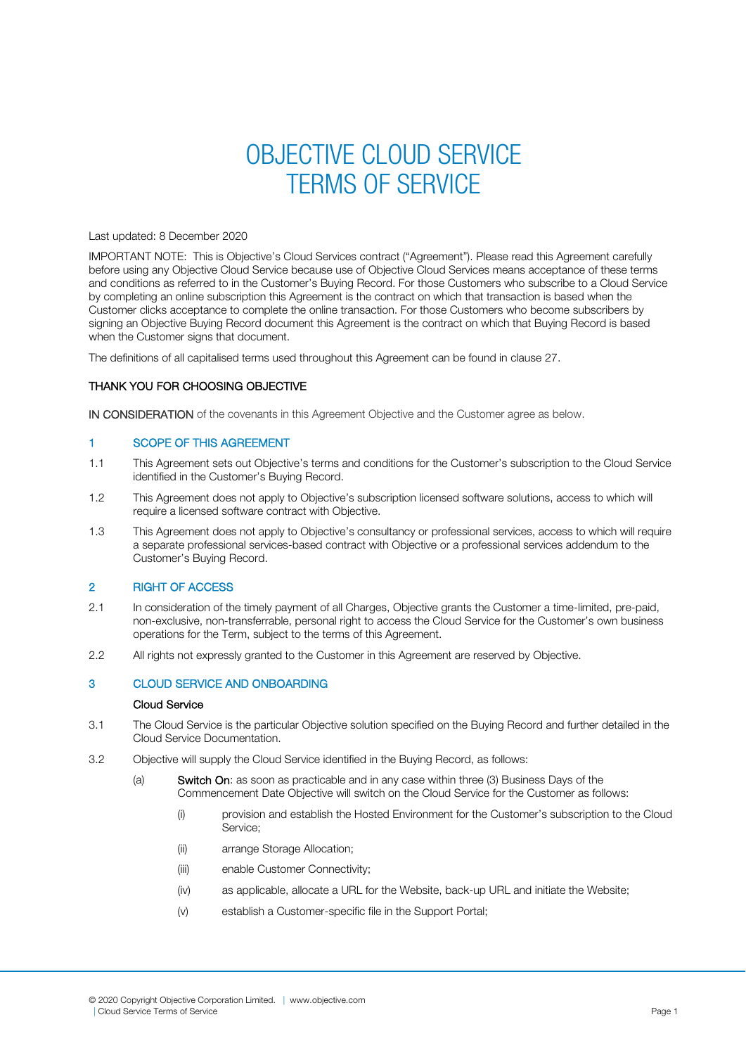# OBJECTIVE CLOUD SERVICE TERMS OF SERVICE

Last updated: 8 December 2020

IMPORTANT NOTE: This is Objective's Cloud Services contract ("Agreement"). Please read this Agreement carefully before using any Objective Cloud Service because use of Objective Cloud Services means acceptance of these terms and conditions as referred to in the Customer's Buying Record. For those Customers who subscribe to a Cloud Service by completing an online subscription this Agreement is the contract on which that transaction is based when the Customer clicks acceptance to complete the online transaction. For those Customers who become subscribers by signing an Objective Buying Record document this Agreement is the contract on which that Buying Record is based when the Customer signs that document.

The definitions of all capitalised terms used throughout this Agreement can be found in clause 27.

**THANK YOU FOR CHOOSING OBJECTIVE**

**IN CONSIDERATION** of the covenants in this Agreement Objective and the Customer agree as below.

## 1 SCOPE OF THIS AGREEMENT

1.1 This Agreement sets out Objective's terms and conditions for the Customer's subscription to the Cloud Service identified in the Customer's Buying Record.

1.2 This Agreement does not apply to Objective's subscription licensed software solutions, access to which will require a licensed software contract with Objective.

1.3 This Agreement does not apply to Objective's consultancy or professional services, access to which will require a separate professional services-based contract with Objective or a professional services addendum to the Customer's Buying Record.

## 2 RIGHT OF ACCESS

2.1 In consideration of the timely payment of all Charges, Objective grants the Customer a time-limited, pre-paid, non-exclusive, non-transferrable, personal right to access the Cloud Service for the Customer's own business operations for the Term, subject to the terms of this Agreement.

2.2 All rights not expressly granted to the Customer in this Agreement are reserved by Objective.

## 3 CLOUD SERVICE AND ONBOARDING

**Cloud Service**

3.1 The Cloud Service is the particular Objective solution specified on the Buying Record and further detailed in the Cloud Service Documentation.

3.2 Objective will supply the Cloud Service identified in the Buying Record, as follows:

(a) **Switch On**: as soon as practicable and in any case within three (3) Business Days of the Commencement Date Objective will switch on the Cloud Service for the Customer as follows:

(i) provision and establish the Hosted Environment for the Customer's subscription to the Cloud Service;

(ii) arrange Storage Allocation;

(iii) enable Customer Connectivity;

(iv) as applicable, allocate a URL for the Website, back-up URL and initiate the Website;

(v) establish a Customer-specific file in the Support Portal;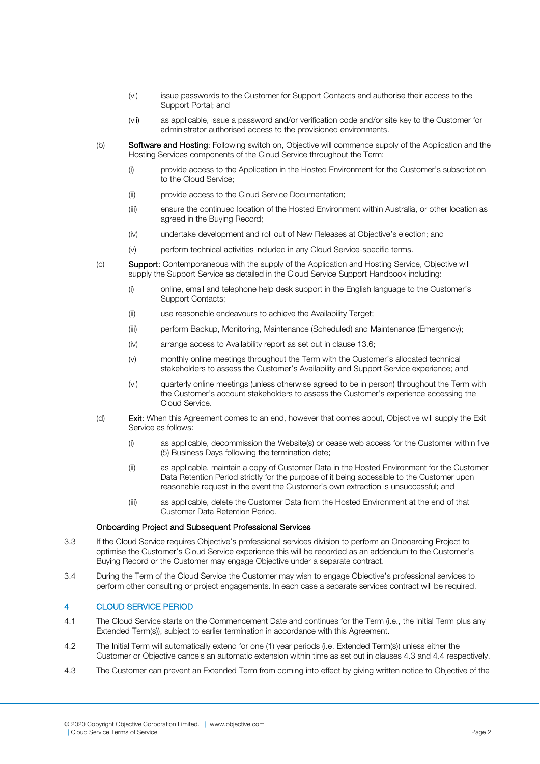(vi) issue passwords to the Customer for Support Contacts and authorise their access to the Support Portal; and

(vii) as applicable, issue a password and/or verification code and/or site key to the Customer for administrator authorised access to the provisioned environments.

(b) **Software and Hosting**: Following switch on, Objective will commence supply of the Application and the Hosting Services components of the Cloud Service throughout the Term:

(i) provide access to the Application in the Hosted Environment for the Customer's subscription to the Cloud Service;

(ii) provide access to the Cloud Service Documentation;

(iii) ensure the continued location of the Hosted Environment within Australia, or other location as agreed in the Buying Record;

(iv) undertake development and roll out of New Releases at Objective's election; and

(v) perform technical activities included in any Cloud Service-specific terms.

(c) **Support**: Contemporaneous with the supply of the Application and Hosting Service, Objective will supply the Support Service as detailed in the Cloud Service Support Handbook including:

(i) online, email and telephone help desk support in the English language to the Customer's Support Contacts;

(ii) use reasonable endeavours to achieve the Availability Target;

(iii) perform Backup, Monitoring, Maintenance (Scheduled) and Maintenance (Emergency);

(iv) arrange access to Availability report as set out in clause 13.6;

(v) monthly online meetings throughout the Term with the Customer's allocated technical stakeholders to assess the Customer's Availability and Support Service experience; and

(vi) quarterly online meetings (unless otherwise agreed to be in person) throughout the Term with the Customer's account stakeholders to assess the Customer's experience accessing the Cloud Service.

(d) **Exit**: When this Agreement comes to an end, however that comes about, Objective will supply the Exit Service as follows:

(i) as applicable, decommission the Website(s) or cease web access for the Customer within five (5) Business Days following the termination date;

(ii) as applicable, maintain a copy of Customer Data in the Hosted Environment for the Customer Data Retention Period strictly for the purpose of it being accessible to the Customer upon reasonable request in the event the Customer's own extraction is unsuccessful; and

(iii) as applicable, delete the Customer Data from the Hosted Environment at the end of that Customer Data Retention Period.

**Onboarding Project and Subsequent Professional Services**

3.3 If the Cloud Service requires Objective's professional services division to perform an Onboarding Project to optimise the Customer's Cloud Service experience this will be recorded as an addendum to the Customer's Buying Record or the Customer may engage Objective under a separate contract.

3.4 During the Term of the Cloud Service the Customer may wish to engage Objective's professional services to perform other consulting or project engagements. In each case a separate services contract will be required.

## 4 CLOUD SERVICE PERIOD

4.1 The Cloud Service starts on the Commencement Date and continues for the Term (i.e., the Initial Term plus any Extended Term(s)), subject to earlier termination in accordance with this Agreement.

4.2 The Initial Term will automatically extend for one (1) year periods (i.e. Extended Term(s)) unless either the Customer or Objective cancels an automatic extension within time as set out in clauses 4.3 and 4.4 respectively.

4.3 The Customer can prevent an Extended Term from coming into effect by giving written notice to Objective of the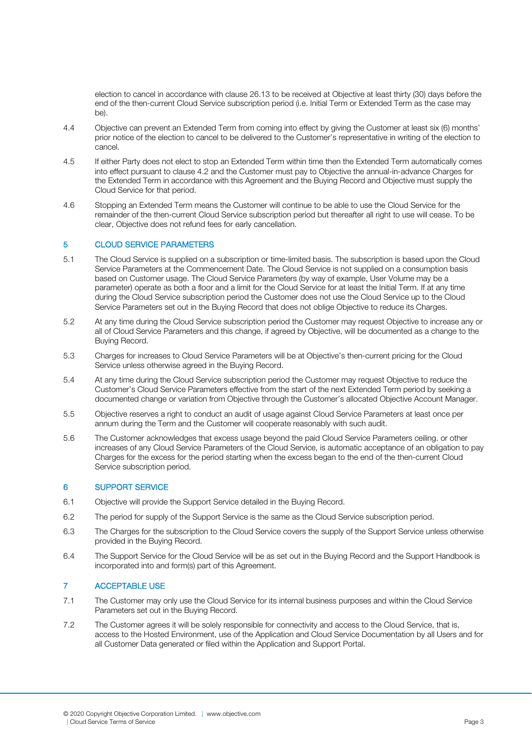election to cancel in accordance with clause 26.13 to be received at Objective at least thirty (30) days before the end of the then-current Cloud Service subscription period (i.e. Initial Term or Extended Term as the case may be).

4.4 Objective can prevent an Extended Term from coming into effect by giving the Customer at least six (6) months' prior notice of the election to cancel to be delivered to the Customer's representative in writing of the election to cancel.

4.5 If either Party does not elect to stop an Extended Term within time then the Extended Term automatically comes into effect pursuant to clause 4.2 and the Customer must pay to Objective the annual-in-advance Charges for the Extended Term in accordance with this Agreement and the Buying Record and Objective must supply the Cloud Service for that period.

4.6 Stopping an Extended Term means the Customer will continue to be able to use the Cloud Service for the remainder of the then-current Cloud Service subscription period but thereafter all right to use will cease. To be clear, Objective does not refund fees for early cancellation.

## 5 CLOUD SERVICE PARAMETERS

5.1 The Cloud Service is supplied on a subscription or time-limited basis. The subscription is based upon the Cloud Service Parameters at the Commencement Date. The Cloud Service is not supplied on a consumption basis based on Customer usage. The Cloud Service Parameters (by way of example, User Volume may be a parameter) operate as both a floor and a limit for the Cloud Service for at least the Initial Term. If at any time during the Cloud Service subscription period the Customer does not use the Cloud Service up to the Cloud Service Parameters set out in the Buying Record that does not oblige Objective to reduce its Charges.

5.2 At any time during the Cloud Service subscription period the Customer may request Objective to increase any or all of Cloud Service Parameters and this change, if agreed by Objective, will be documented as a change to the Buying Record.

5.3 Charges for increases to Cloud Service Parameters will be at Objective's then-current pricing for the Cloud Service unless otherwise agreed in the Buying Record.

5.4 At any time during the Cloud Service subscription period the Customer may request Objective to reduce the Customer's Cloud Service Parameters effective from the start of the next Extended Term period by seeking a documented change or variation from Objective through the Customer's allocated Objective Account Manager.

5.5 Objective reserves a right to conduct an audit of usage against Cloud Service Parameters at least once per annum during the Term and the Customer will cooperate reasonably with such audit.

5.6 The Customer acknowledges that excess usage beyond the paid Cloud Service Parameters ceiling. or other increases of any Cloud Service Parameters of the Cloud Service, is automatic acceptance of an obligation to pay Charges for the excess for the period starting when the excess began to the end of the then-current Cloud Service subscription period.

## 6 SUPPORT SERVICE

6.1 Objective will provide the Support Service detailed in the Buying Record.

6.2 The period for supply of the Support Service is the same as the Cloud Service subscription period.

6.3 The Charges for the subscription to the Cloud Service covers the supply of the Support Service unless otherwise provided in the Buying Record.

6.4 The Support Service for the Cloud Service will be as set out in the Buying Record and the Support Handbook is incorporated into and form(s) part of this Agreement.

## 7 ACCEPTABLE USE

7.1 The Customer may only use the Cloud Service for its internal business purposes and within the Cloud Service Parameters set out in the Buying Record.

7.2 The Customer agrees it will be solely responsible for connectivity and access to the Cloud Service, that is, access to the Hosted Environment, use of the Application and Cloud Service Documentation by all Users and for all Customer Data generated or filed within the Application and Support Portal.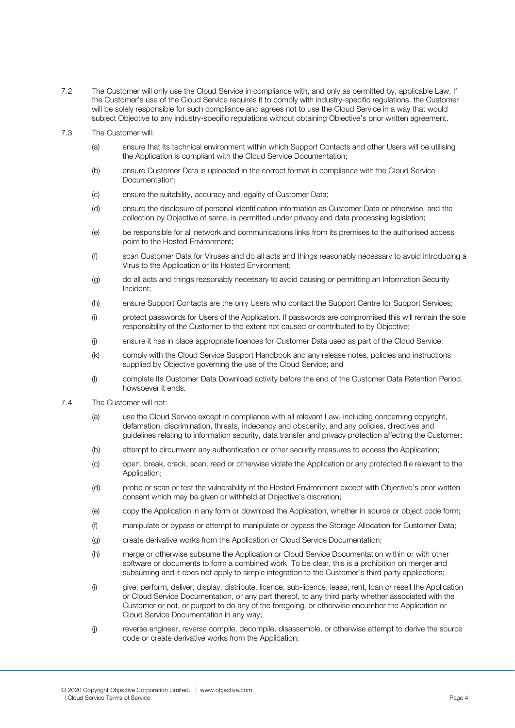7.2 The Customer will only use the Cloud Service in compliance with, and only as permitted by, applicable Law. If the Customer's use of the Cloud Service requires it to comply with industry-specific regulations, the Customer will be solely responsible for such compliance and agrees not to use the Cloud Service in a way that would subject Objective to any industry-specific regulations without obtaining Objective's prior written agreement.

7.3 The Customer will:

(a) ensure that its technical environment within which Support Contacts and other Users will be utilising the Application is compliant with the Cloud Service Documentation;

(b) ensure Customer Data is uploaded in the correct format in compliance with the Cloud Service Documentation;

(c) ensure the suitability, accuracy and legality of Customer Data;

(d) ensure the disclosure of personal identification information as Customer Data or otherwise, and the collection by Objective of same, is permitted under privacy and data processing legislation;

(e) be responsible for all network and communications links from its premises to the authorised access point to the Hosted Environment;

(f) scan Customer Data for Viruses and do all acts and things reasonably necessary to avoid introducing a Virus to the Application or its Hosted Environment;

(g) do all acts and things reasonably necessary to avoid causing or permitting an Information Security Incident;

(h) ensure Support Contacts are the only Users who contact the Support Centre for Support Services;

(i) protect passwords for Users of the Application. If passwords are compromised this will remain the sole responsibility of the Customer to the extent not caused or contributed to by Objective;

(j) ensure it has in place appropriate licences for Customer Data used as part of the Cloud Service;

(k) comply with the Cloud Service Support Handbook and any release notes, policies and instructions supplied by Objective governing the use of the Cloud Service; and

(l) complete its Customer Data Download activity before the end of the Customer Data Retention Period, howsoever it ends.

7.4 The Customer will not:

(a) use the Cloud Service except in compliance with all relevant Law, including concerning copyright, defamation, discrimination, threats, indecency and obscenity, and any policies, directives and guidelines relating to information security, data transfer and privacy protection affecting the Customer;

(b) attempt to circumvent any authentication or other security measures to access the Application;

(c) open, break, crack, scan, read or otherwise violate the Application or any protected file relevant to the Application;

(d) probe or scan or test the vulnerability of the Hosted Environment except with Objective's prior written consent which may be given or withheld at Objective's discretion;

(e) copy the Application in any form or download the Application, whether in source or object code form;

(f) manipulate or bypass or attempt to manipulate or bypass the Storage Allocation for Customer Data;

(g) create derivative works from the Application or Cloud Service Documentation;

(h) merge or otherwise subsume the Application or Cloud Service Documentation within or with other software or documents to form a combined work. To be clear, this is a prohibition on merger and subsuming and it does not apply to simple integration to the Customer's third party applications;

(i) give, perform, deliver, display, distribute, licence, sub-licence, lease, rent, loan or resell the Application or Cloud Service Documentation, or any part thereof, to any third party whether associated with the Customer or not, or purport to do any of the foregoing, or otherwise encumber the Application or Cloud Service Documentation in any way;

(j) reverse engineer, reverse compile, decompile, disassemble, or otherwise attempt to derive the source code or create derivative works from the Application;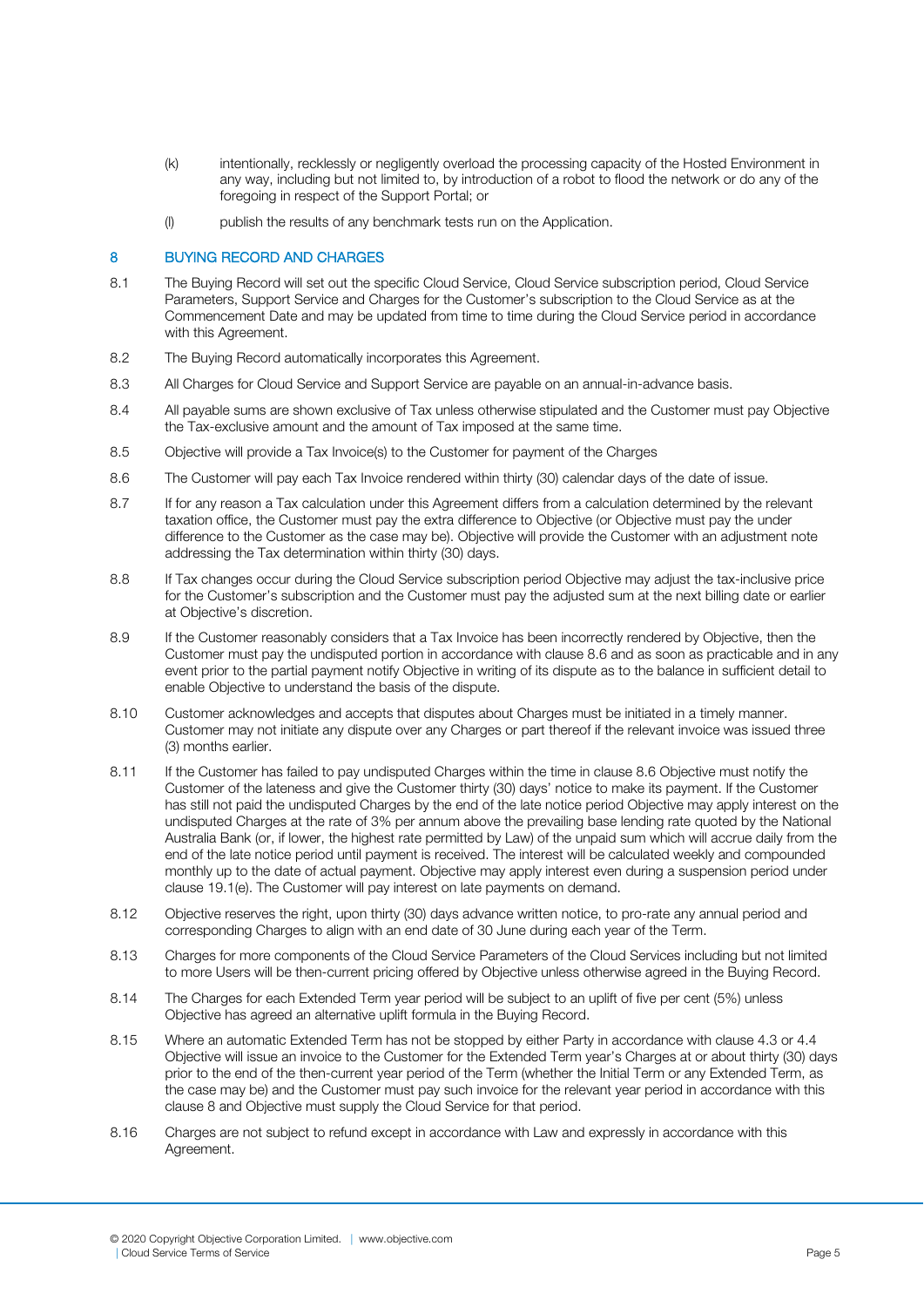(k) intentionally, recklessly or negligently overload the processing capacity of the Hosted Environment in any way, including but not limited to, by introduction of a robot to flood the network or do any of the foregoing in respect of the Support Portal; or

(l) publish the results of any benchmark tests run on the Application.

## 8 BUYING RECORD AND CHARGES

8.1 The Buying Record will set out the specific Cloud Service, Cloud Service subscription period, Cloud Service Parameters, Support Service and Charges for the Customer's subscription to the Cloud Service as at the Commencement Date and may be updated from time to time during the Cloud Service period in accordance with this Agreement.

8.2 The Buying Record automatically incorporates this Agreement.

8.3 All Charges for Cloud Service and Support Service are payable on an annual-in-advance basis.

8.4 All payable sums are shown exclusive of Tax unless otherwise stipulated and the Customer must pay Objective the Tax-exclusive amount and the amount of Tax imposed at the same time.

8.5 Objective will provide a Tax Invoice(s) to the Customer for payment of the Charges

8.6 The Customer will pay each Tax Invoice rendered within thirty (30) calendar days of the date of issue.

8.7 If for any reason a Tax calculation under this Agreement differs from a calculation determined by the relevant taxation office, the Customer must pay the extra difference to Objective (or Objective must pay the under difference to the Customer as the case may be). Objective will provide the Customer with an adjustment note addressing the Tax determination within thirty (30) days.

8.8 If Tax changes occur during the Cloud Service subscription period Objective may adjust the tax-inclusive price for the Customer's subscription and the Customer must pay the adjusted sum at the next billing date or earlier at Objective's discretion.

8.9 If the Customer reasonably considers that a Tax Invoice has been incorrectly rendered by Objective, then the Customer must pay the undisputed portion in accordance with clause 8.6 and as soon as practicable and in any event prior to the partial payment notify Objective in writing of its dispute as to the balance in sufficient detail to enable Objective to understand the basis of the dispute.

8.10 Customer acknowledges and accepts that disputes about Charges must be initiated in a timely manner. Customer may not initiate any dispute over any Charges or part thereof if the relevant invoice was issued three (3) months earlier.

8.11 If the Customer has failed to pay undisputed Charges within the time in clause 8.6 Objective must notify the Customer of the lateness and give the Customer thirty (30) days' notice to make its payment. If the Customer has still not paid the undisputed Charges by the end of the late notice period Objective may apply interest on the undisputed Charges at the rate of 3% per annum above the prevailing base lending rate quoted by the National Australia Bank (or, if lower, the highest rate permitted by Law) of the unpaid sum which will accrue daily from the end of the late notice period until payment is received. The interest will be calculated weekly and compounded monthly up to the date of actual payment. Objective may apply interest even during a suspension period under clause 19.1(e). The Customer will pay interest on late payments on demand.

8.12 Objective reserves the right, upon thirty (30) days advance written notice, to pro-rate any annual period and corresponding Charges to align with an end date of 30 June during each year of the Term.

8.13 Charges for more components of the Cloud Service Parameters of the Cloud Services including but not limited to more Users will be then-current pricing offered by Objective unless otherwise agreed in the Buying Record.

8.14 The Charges for each Extended Term year period will be subject to an uplift of five per cent (5%) unless Objective has agreed an alternative uplift formula in the Buying Record.

8.15 Where an automatic Extended Term has not be stopped by either Party in accordance with clause 4.3 or 4.4 Objective will issue an invoice to the Customer for the Extended Term year's Charges at or about thirty (30) days prior to the end of the then-current year period of the Term (whether the Initial Term or any Extended Term, as the case may be) and the Customer must pay such invoice for the relevant year period in accordance with this clause 8 and Objective must supply the Cloud Service for that period.

8.16 Charges are not subject to refund except in accordance with Law and expressly in accordance with this Agreement.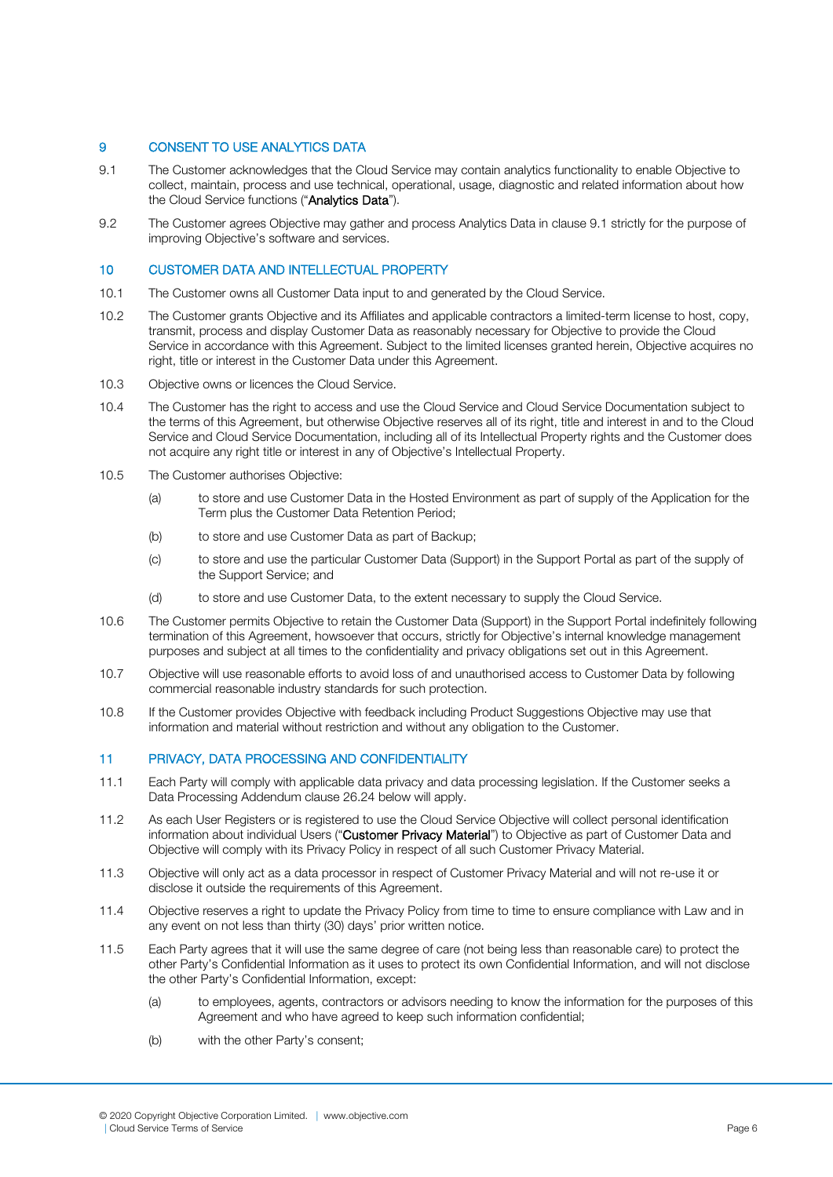## 9 CONSENT TO USE ANALYTICS DATA

9.1 The Customer acknowledges that the Cloud Service may contain analytics functionality to enable Objective to collect, maintain, process and use technical, operational, usage, diagnostic and related information about how the Cloud Service functions ("**Analytics Data**").

9.2 The Customer agrees Objective may gather and process Analytics Data in clause 9.1 strictly for the purpose of improving Objective's software and services.

## 10 CUSTOMER DATA AND INTELLECTUAL PROPERTY

10.1 The Customer owns all Customer Data input to and generated by the Cloud Service.

10.2 The Customer grants Objective and its Affiliates and applicable contractors a limited-term license to host, copy, transmit, process and display Customer Data as reasonably necessary for Objective to provide the Cloud Service in accordance with this Agreement. Subject to the limited licenses granted herein, Objective acquires no right, title or interest in the Customer Data under this Agreement.

10.3 Objective owns or licences the Cloud Service.

10.4 The Customer has the right to access and use the Cloud Service and Cloud Service Documentation subject to the terms of this Agreement, but otherwise Objective reserves all of its right, title and interest in and to the Cloud Service and Cloud Service Documentation, including all of its Intellectual Property rights and the Customer does not acquire any right title or interest in any of Objective's Intellectual Property.

10.5 The Customer authorises Objective:

(a) to store and use Customer Data in the Hosted Environment as part of supply of the Application for the Term plus the Customer Data Retention Period;

(b) to store and use Customer Data as part of Backup;

(c) to store and use the particular Customer Data (Support) in the Support Portal as part of the supply of the Support Service; and

(d) to store and use Customer Data, to the extent necessary to supply the Cloud Service.

10.6 The Customer permits Objective to retain the Customer Data (Support) in the Support Portal indefinitely following termination of this Agreement, howsoever that occurs, strictly for Objective's internal knowledge management purposes and subject at all times to the confidentiality and privacy obligations set out in this Agreement.

10.7 Objective will use reasonable efforts to avoid loss of and unauthorised access to Customer Data by following commercial reasonable industry standards for such protection.

10.8 If the Customer provides Objective with feedback including Product Suggestions Objective may use that information and material without restriction and without any obligation to the Customer.

## 11 PRIVACY, DATA PROCESSING AND CONFIDENTIALITY

11.1 Each Party will comply with applicable data privacy and data processing legislation. If the Customer seeks a Data Processing Addendum clause 26.24 below will apply.

11.2 As each User Registers or is registered to use the Cloud Service Objective will collect personal identification information about individual Users ("**Customer Privacy Material**") to Objective as part of Customer Data and Objective will comply with its Privacy Policy in respect of all such Customer Privacy Material.

11.3 Objective will only act as a data processor in respect of Customer Privacy Material and will not re-use it or disclose it outside the requirements of this Agreement.

11.4 Objective reserves a right to update the Privacy Policy from time to time to ensure compliance with Law and in any event on not less than thirty (30) days' prior written notice.

11.5 Each Party agrees that it will use the same degree of care (not being less than reasonable care) to protect the other Party's Confidential Information as it uses to protect its own Confidential Information, and will not disclose the other Party's Confidential Information, except:

(a) to employees, agents, contractors or advisors needing to know the information for the purposes of this Agreement and who have agreed to keep such information confidential;

(b) with the other Party's consent;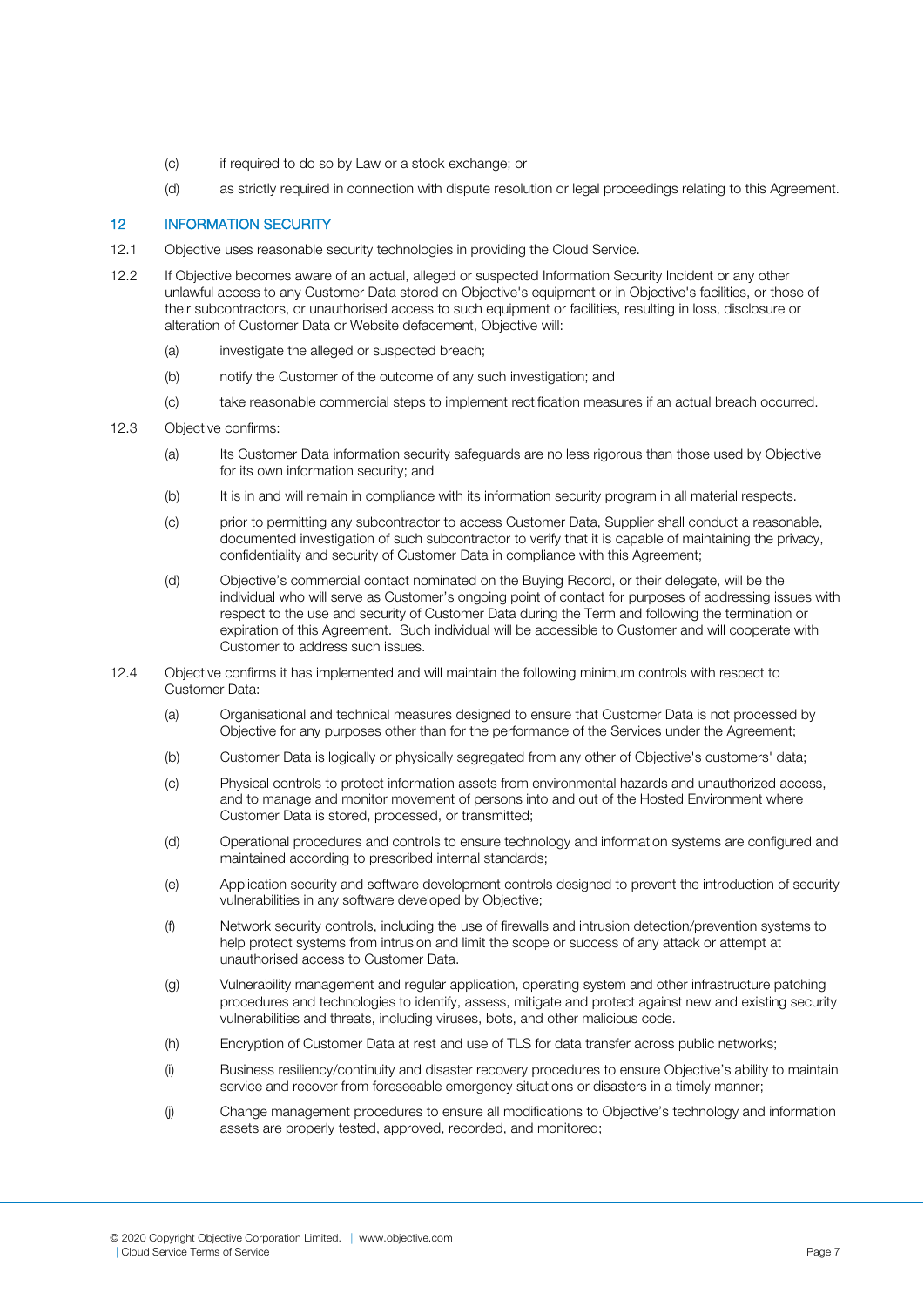(c) if required to do so by Law or a stock exchange; or

(d) as strictly required in connection with dispute resolution or legal proceedings relating to this Agreement.

## 12 INFORMATION SECURITY

12.1 Objective uses reasonable security technologies in providing the Cloud Service.

12.2 If Objective becomes aware of an actual, alleged or suspected Information Security Incident or any other unlawful access to any Customer Data stored on Objective's equipment or in Objective's facilities, or those of their subcontractors, or unauthorised access to such equipment or facilities, resulting in loss, disclosure or alteration of Customer Data or Website defacement, Objective will:

(a) investigate the alleged or suspected breach;

(b) notify the Customer of the outcome of any such investigation; and

(c) take reasonable commercial steps to implement rectification measures if an actual breach occurred.

12.3 Objective confirms:

(a) Its Customer Data information security safeguards are no less rigorous than those used by Objective for its own information security; and

(b) It is in and will remain in compliance with its information security program in all material respects.

(c) prior to permitting any subcontractor to access Customer Data, Supplier shall conduct a reasonable, documented investigation of such subcontractor to verify that it is capable of maintaining the privacy, confidentiality and security of Customer Data in compliance with this Agreement;

(d) Objective's commercial contact nominated on the Buying Record, or their delegate, will be the individual who will serve as Customer's ongoing point of contact for purposes of addressing issues with respect to the use and security of Customer Data during the Term and following the termination or expiration of this Agreement. Such individual will be accessible to Customer and will cooperate with Customer to address such issues.

12.4 Objective confirms it has implemented and will maintain the following minimum controls with respect to Customer Data:

(a) Organisational and technical measures designed to ensure that Customer Data is not processed by Objective for any purposes other than for the performance of the Services under the Agreement;

(b) Customer Data is logically or physically segregated from any other of Objective's customers' data;

(c) Physical controls to protect information assets from environmental hazards and unauthorized access, and to manage and monitor movement of persons into and out of the Hosted Environment where Customer Data is stored, processed, or transmitted;

(d) Operational procedures and controls to ensure technology and information systems are configured and maintained according to prescribed internal standards;

(e) Application security and software development controls designed to prevent the introduction of security vulnerabilities in any software developed by Objective;

(f) Network security controls, including the use of firewalls and intrusion detection/prevention systems to help protect systems from intrusion and limit the scope or success of any attack or attempt at unauthorised access to Customer Data.

(g) Vulnerability management and regular application, operating system and other infrastructure patching procedures and technologies to identify, assess, mitigate and protect against new and existing security vulnerabilities and threats, including viruses, bots, and other malicious code.

(h) Encryption of Customer Data at rest and use of TLS for data transfer across public networks;

(i) Business resiliency/continuity and disaster recovery procedures to ensure Objective's ability to maintain service and recover from foreseeable emergency situations or disasters in a timely manner;

(j) Change management procedures to ensure all modifications to Objective's technology and information assets are properly tested, approved, recorded, and monitored;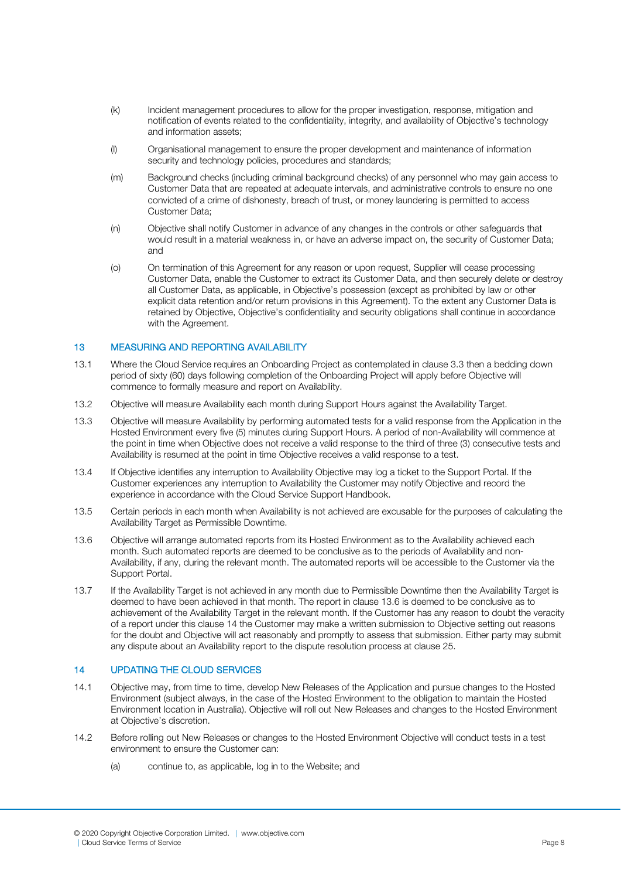(k) Incident management procedures to allow for the proper investigation, response, mitigation and notification of events related to the confidentiality, integrity, and availability of Objective's technology and information assets;

(l) Organisational management to ensure the proper development and maintenance of information security and technology policies, procedures and standards;

(m) Background checks (including criminal background checks) of any personnel who may gain access to Customer Data that are repeated at adequate intervals, and administrative controls to ensure no one convicted of a crime of dishonesty, breach of trust, or money laundering is permitted to access Customer Data;

(n) Objective shall notify Customer in advance of any changes in the controls or other safeguards that would result in a material weakness in, or have an adverse impact on, the security of Customer Data; and

(o) On termination of this Agreement for any reason or upon request, Supplier will cease processing Customer Data, enable the Customer to extract its Customer Data, and then securely delete or destroy all Customer Data, as applicable, in Objective's possession (except as prohibited by law or other explicit data retention and/or return provisions in this Agreement). To the extent any Customer Data is retained by Objective, Objective's confidentiality and security obligations shall continue in accordance with the Agreement.

## 13 MEASURING AND REPORTING AVAILABILITY

13.1 Where the Cloud Service requires an Onboarding Project as contemplated in clause 3.3 then a bedding down period of sixty (60) days following completion of the Onboarding Project will apply before Objective will commence to formally measure and report on Availability.

13.2 Objective will measure Availability each month during Support Hours against the Availability Target.

13.3 Objective will measure Availability by performing automated tests for a valid response from the Application in the Hosted Environment every five (5) minutes during Support Hours. A period of non-Availability will commence at the point in time when Objective does not receive a valid response to the third of three (3) consecutive tests and Availability is resumed at the point in time Objective receives a valid response to a test.

13.4 If Objective identifies any interruption to Availability Objective may log a ticket to the Support Portal. If the Customer experiences any interruption to Availability the Customer may notify Objective and record the experience in accordance with the Cloud Service Support Handbook.

13.5 Certain periods in each month when Availability is not achieved are excusable for the purposes of calculating the Availability Target as Permissible Downtime.

13.6 Objective will arrange automated reports from its Hosted Environment as to the Availability achieved each month. Such automated reports are deemed to be conclusive as to the periods of Availability and non-Availability, if any, during the relevant month. The automated reports will be accessible to the Customer via the Support Portal.

13.7 If the Availability Target is not achieved in any month due to Permissible Downtime then the Availability Target is deemed to have been achieved in that month. The report in clause 13.6 is deemed to be conclusive as to achievement of the Availability Target in the relevant month. If the Customer has any reason to doubt the veracity of a report under this clause 14 the Customer may make a written submission to Objective setting out reasons for the doubt and Objective will act reasonably and promptly to assess that submission. Either party may submit any dispute about an Availability report to the dispute resolution process at clause 25.

## 14 UPDATING THE CLOUD SERVICES

14.1 Objective may, from time to time, develop New Releases of the Application and pursue changes to the Hosted Environment (subject always, in the case of the Hosted Environment to the obligation to maintain the Hosted Environment location in Australia). Objective will roll out New Releases and changes to the Hosted Environment at Objective's discretion.

14.2 Before rolling out New Releases or changes to the Hosted Environment Objective will conduct tests in a test environment to ensure the Customer can:

(a) continue to, as applicable, log in to the Website; and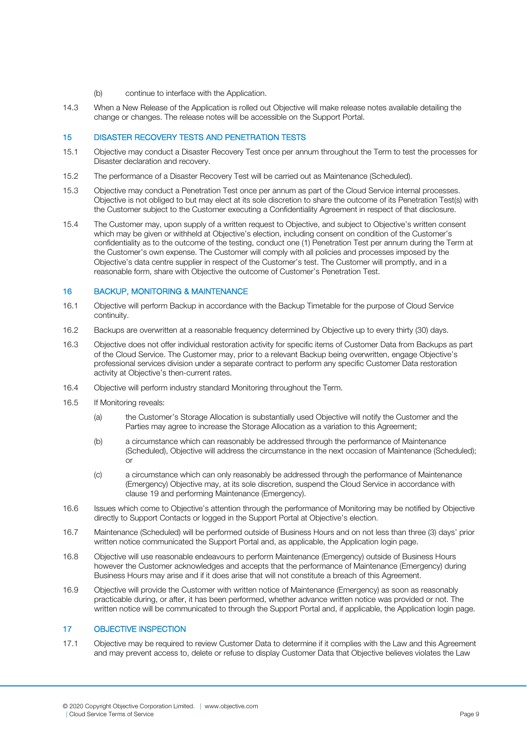(b) continue to interface with the Application.

14.3 When a New Release of the Application is rolled out Objective will make release notes available detailing the change or changes. The release notes will be accessible on the Support Portal.

## 15 DISASTER RECOVERY TESTS AND PENETRATION TESTS

15.1 Objective may conduct a Disaster Recovery Test once per annum throughout the Term to test the processes for Disaster declaration and recovery.

15.2 The performance of a Disaster Recovery Test will be carried out as Maintenance (Scheduled).

15.3 Objective may conduct a Penetration Test once per annum as part of the Cloud Service internal processes. Objective is not obliged to but may elect at its sole discretion to share the outcome of its Penetration Test(s) with the Customer subject to the Customer executing a Confidentiality Agreement in respect of that disclosure.

15.4 The Customer may, upon supply of a written request to Objective, and subject to Objective's written consent which may be given or withheld at Objective's election, including consent on condition of the Customer's confidentiality as to the outcome of the testing, conduct one (1) Penetration Test per annum during the Term at the Customer's own expense. The Customer will comply with all policies and processes imposed by the Objective's data centre supplier in respect of the Customer's test. The Customer will promptly, and in a reasonable form, share with Objective the outcome of Customer's Penetration Test.

## 16 BACKUP, MONITORING & MAINTENANCE

16.1 Objective will perform Backup in accordance with the Backup Timetable for the purpose of Cloud Service continuity.

16.2 Backups are overwritten at a reasonable frequency determined by Objective up to every thirty (30) days.

16.3 Objective does not offer individual restoration activity for specific items of Customer Data from Backups as part of the Cloud Service. The Customer may, prior to a relevant Backup being overwritten, engage Objective's professional services division under a separate contract to perform any specific Customer Data restoration activity at Objective's then-current rates.

16.4 Objective will perform industry standard Monitoring throughout the Term.

16.5 If Monitoring reveals:

(a) the Customer's Storage Allocation is substantially used Objective will notify the Customer and the Parties may agree to increase the Storage Allocation as a variation to this Agreement;

(b) a circumstance which can reasonably be addressed through the performance of Maintenance (Scheduled), Objective will address the circumstance in the next occasion of Maintenance (Scheduled); or

(c) a circumstance which can only reasonably be addressed through the performance of Maintenance (Emergency) Objective may, at its sole discretion, suspend the Cloud Service in accordance with clause 19 and performing Maintenance (Emergency).

16.6 Issues which come to Objective's attention through the performance of Monitoring may be notified by Objective directly to Support Contacts or logged in the Support Portal at Objective's election.

16.7 Maintenance (Scheduled) will be performed outside of Business Hours and on not less than three (3) days' prior written notice communicated the Support Portal and, as applicable, the Application login page.

16.8 Objective will use reasonable endeavours to perform Maintenance (Emergency) outside of Business Hours however the Customer acknowledges and accepts that the performance of Maintenance (Emergency) during Business Hours may arise and if it does arise that will not constitute a breach of this Agreement.

16.9 Objective will provide the Customer with written notice of Maintenance (Emergency) as soon as reasonably practicable during, or after, it has been performed, whether advance written notice was provided or not. The written notice will be communicated to through the Support Portal and, if applicable, the Application login page.

## 17 OBJECTIVE INSPECTION

17.1 Objective may be required to review Customer Data to determine if it complies with the Law and this Agreement and may prevent access to, delete or refuse to display Customer Data that Objective believes violates the Law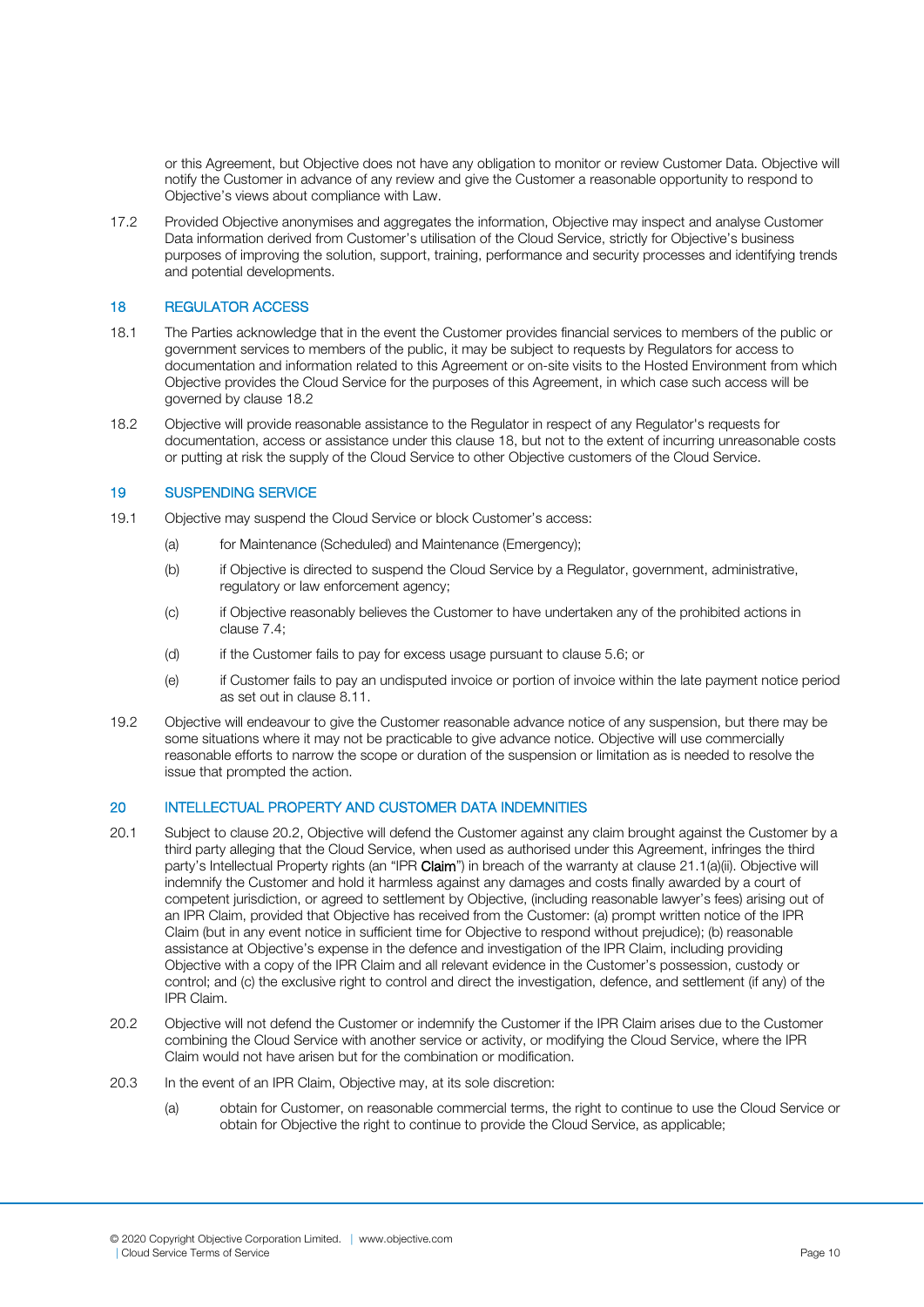or this Agreement, but Objective does not have any obligation to monitor or review Customer Data. Objective will notify the Customer in advance of any review and give the Customer a reasonable opportunity to respond to Objective's views about compliance with Law.

17.2 Provided Objective anonymises and aggregates the information, Objective may inspect and analyse Customer Data information derived from Customer's utilisation of the Cloud Service, strictly for Objective's business purposes of improving the solution, support, training, performance and security processes and identifying trends and potential developments.

## 18 REGULATOR ACCESS

18.1 The Parties acknowledge that in the event the Customer provides financial services to members of the public or government services to members of the public, it may be subject to requests by Regulators for access to documentation and information related to this Agreement or on-site visits to the Hosted Environment from which Objective provides the Cloud Service for the purposes of this Agreement, in which case such access will be governed by clause 18.2

18.2 Objective will provide reasonable assistance to the Regulator in respect of any Regulator's requests for documentation, access or assistance under this clause 18, but not to the extent of incurring unreasonable costs or putting at risk the supply of the Cloud Service to other Objective customers of the Cloud Service.

## 19 SUSPENDING SERVICE

19.1 Objective may suspend the Cloud Service or block Customer's access:

(a) for Maintenance (Scheduled) and Maintenance (Emergency);

(b) if Objective is directed to suspend the Cloud Service by a Regulator, government, administrative, regulatory or law enforcement agency;

(c) if Objective reasonably believes the Customer to have undertaken any of the prohibited actions in clause 7.4;

(d) if the Customer fails to pay for excess usage pursuant to clause 5.6; or

(e) if Customer fails to pay an undisputed invoice or portion of invoice within the late payment notice period as set out in clause 8.11.

19.2 Objective will endeavour to give the Customer reasonable advance notice of any suspension, but there may be some situations where it may not be practicable to give advance notice. Objective will use commercially reasonable efforts to narrow the scope or duration of the suspension or limitation as is needed to resolve the issue that prompted the action.

## 20 INTELLECTUAL PROPERTY AND CUSTOMER DATA INDEMNITIES

20.1 Subject to clause 20.2, Objective will defend the Customer against any claim brought against the Customer by a third party alleging that the Cloud Service, when used as authorised under this Agreement, infringes the third party's Intellectual Property rights (an "IPR **Claim**") in breach of the warranty at clause 21.1(a)(ii). Objective will indemnify the Customer and hold it harmless against any damages and costs finally awarded by a court of competent jurisdiction, or agreed to settlement by Objective, (including reasonable lawyer's fees) arising out of an IPR Claim, provided that Objective has received from the Customer: (a) prompt written notice of the IPR Claim (but in any event notice in sufficient time for Objective to respond without prejudice); (b) reasonable assistance at Objective's expense in the defence and investigation of the IPR Claim, including providing Objective with a copy of the IPR Claim and all relevant evidence in the Customer's possession, custody or control; and (c) the exclusive right to control and direct the investigation, defence, and settlement (if any) of the IPR Claim.

20.2 Objective will not defend the Customer or indemnify the Customer if the IPR Claim arises due to the Customer combining the Cloud Service with another service or activity, or modifying the Cloud Service, where the IPR Claim would not have arisen but for the combination or modification.

20.3 In the event of an IPR Claim, Objective may, at its sole discretion:

(a) obtain for Customer, on reasonable commercial terms, the right to continue to use the Cloud Service or obtain for Objective the right to continue to provide the Cloud Service, as applicable;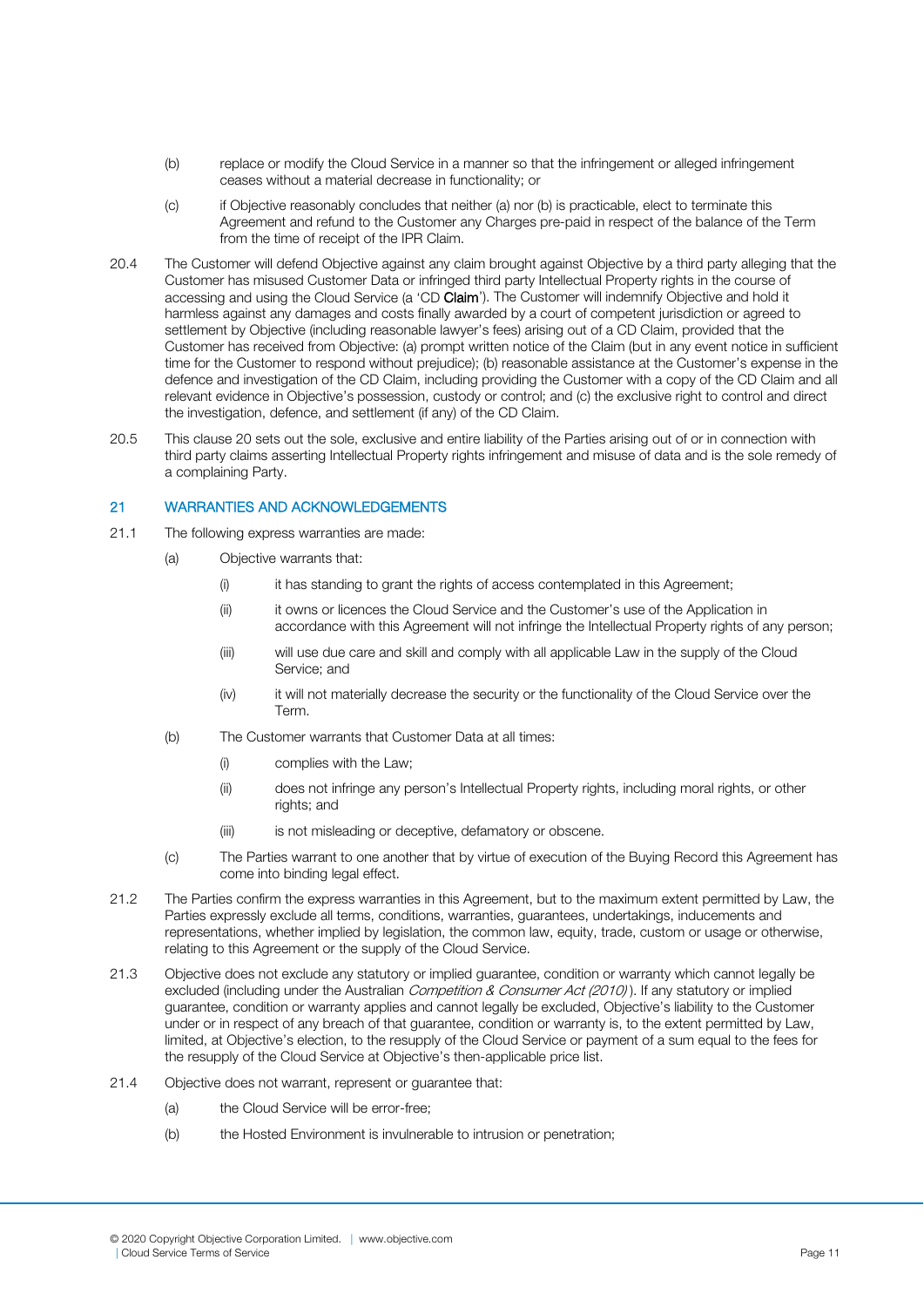(b) replace or modify the Cloud Service in a manner so that the infringement or alleged infringement ceases without a material decrease in functionality; or

(c) if Objective reasonably concludes that neither (a) nor (b) is practicable, elect to terminate this Agreement and refund to the Customer any Charges pre-paid in respect of the balance of the Term from the time of receipt of the IPR Claim.

20.4 The Customer will defend Objective against any claim brought against Objective by a third party alleging that the Customer has misused Customer Data or infringed third party Intellectual Property rights in the course of accessing and using the Cloud Service (a 'CD **Claim**'). The Customer will indemnify Objective and hold it harmless against any damages and costs finally awarded by a court of competent jurisdiction or agreed to settlement by Objective (including reasonable lawyer's fees) arising out of a CD Claim, provided that the Customer has received from Objective: (a) prompt written notice of the Claim (but in any event notice in sufficient time for the Customer to respond without prejudice); (b) reasonable assistance at the Customer's expense in the defence and investigation of the CD Claim, including providing the Customer with a copy of the CD Claim and all relevant evidence in Objective's possession, custody or control; and (c) the exclusive right to control and direct the investigation, defence, and settlement (if any) of the CD Claim.

20.5 This clause 20 sets out the sole, exclusive and entire liability of the Parties arising out of or in connection with third party claims asserting Intellectual Property rights infringement and misuse of data and is the sole remedy of a complaining Party.

## 21 WARRANTIES AND ACKNOWLEDGEMENTS

21.1 The following express warranties are made:

(a) Objective warrants that:

(i) it has standing to grant the rights of access contemplated in this Agreement;

(ii) it owns or licences the Cloud Service and the Customer's use of the Application in accordance with this Agreement will not infringe the Intellectual Property rights of any person;

(iii) will use due care and skill and comply with all applicable Law in the supply of the Cloud Service; and

(iv) it will not materially decrease the security or the functionality of the Cloud Service over the Term.

(b) The Customer warrants that Customer Data at all times:

(i) complies with the Law;

(ii) does not infringe any person's Intellectual Property rights, including moral rights, or other rights; and

(iii) is not misleading or deceptive, defamatory or obscene.

(c) The Parties warrant to one another that by virtue of execution of the Buying Record this Agreement has come into binding legal effect.

21.2 The Parties confirm the express warranties in this Agreement, but to the maximum extent permitted by Law, the Parties expressly exclude all terms, conditions, warranties, guarantees, undertakings, inducements and representations, whether implied by legislation, the common law, equity, trade, custom or usage or otherwise, relating to this Agreement or the supply of the Cloud Service.

21.3 Objective does not exclude any statutory or implied guarantee, condition or warranty which cannot legally be excluded (including under the Australian *Competition & Consumer Act (2010)*). If any statutory or implied guarantee, condition or warranty applies and cannot legally be excluded, Objective's liability to the Customer under or in respect of any breach of that guarantee, condition or warranty is, to the extent permitted by Law, limited, at Objective's election, to the resupply of the Cloud Service or payment of a sum equal to the fees for the resupply of the Cloud Service at Objective's then-applicable price list.

21.4 Objective does not warrant, represent or guarantee that:

(a) the Cloud Service will be error-free;

(b) the Hosted Environment is invulnerable to intrusion or penetration;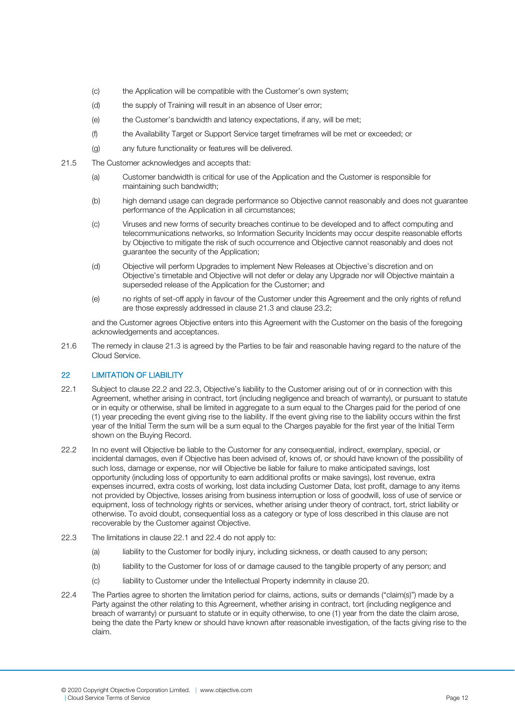(c) the Application will be compatible with the Customer's own system;

(d) the supply of Training will result in an absence of User error;

(e) the Customer's bandwidth and latency expectations, if any, will be met;

(f) the Availability Target or Support Service target timeframes will be met or exceeded; or

(g) any future functionality or features will be delivered.

21.5 The Customer acknowledges and accepts that:

(a) Customer bandwidth is critical for use of the Application and the Customer is responsible for maintaining such bandwidth;

(b) high demand usage can degrade performance so Objective cannot reasonably and does not guarantee performance of the Application in all circumstances;

(c) Viruses and new forms of security breaches continue to be developed and to affect computing and telecommunications networks, so Information Security Incidents may occur despite reasonable efforts by Objective to mitigate the risk of such occurrence and Objective cannot reasonably and does not guarantee the security of the Application;

(d) Objective will perform Upgrades to implement New Releases at Objective's discretion and on Objective's timetable and Objective will not defer or delay any Upgrade nor will Objective maintain a superseded release of the Application for the Customer; and

(e) no rights of set-off apply in favour of the Customer under this Agreement and the only rights of refund are those expressly addressed in clause 21.3 and clause 23.2;

and the Customer agrees Objective enters into this Agreement with the Customer on the basis of the foregoing acknowledgements and acceptances.

21.6 The remedy in clause 21.3 is agreed by the Parties to be fair and reasonable having regard to the nature of the Cloud Service.

## 22 LIMITATION OF LIABILITY

22.1 Subject to clause 22.2 and 22.3, Objective's liability to the Customer arising out of or in connection with this Agreement, whether arising in contract, tort (including negligence and breach of warranty), or pursuant to statute or in equity or otherwise, shall be limited in aggregate to a sum equal to the Charges paid for the period of one (1) year preceding the event giving rise to the liability. If the event giving rise to the liability occurs within the first year of the Initial Term the sum will be a sum equal to the Charges payable for the first year of the Initial Term shown on the Buying Record.

22.2 In no event will Objective be liable to the Customer for any consequential, indirect, exemplary, special, or incidental damages, even if Objective has been advised of, knows of, or should have known of the possibility of such loss, damage or expense, nor will Objective be liable for failure to make anticipated savings, lost opportunity (including loss of opportunity to earn additional profits or make savings), lost revenue, extra expenses incurred, extra costs of working, lost data including Customer Data, lost profit, damage to any items not provided by Objective, losses arising from business interruption or loss of goodwill, loss of use of service or equipment, loss of technology rights or services, whether arising under theory of contract, tort, strict liability or otherwise. To avoid doubt, consequential loss as a category or type of loss described in this clause are not recoverable by the Customer against Objective.

22.3 The limitations in clause 22.1 and 22.4 do not apply to:

(a) liability to the Customer for bodily injury, including sickness, or death caused to any person;

(b) liability to the Customer for loss of or damage caused to the tangible property of any person; and

(c) liability to Customer under the Intellectual Property indemnity in clause 20.

22.4 The Parties agree to shorten the limitation period for claims, actions, suits or demands ("claim(s)") made by a Party against the other relating to this Agreement, whether arising in contract, tort (including negligence and breach of warranty) or pursuant to statute or in equity otherwise, to one (1) year from the date the claim arose, being the date the Party knew or should have known after reasonable investigation, of the facts giving rise to the claim.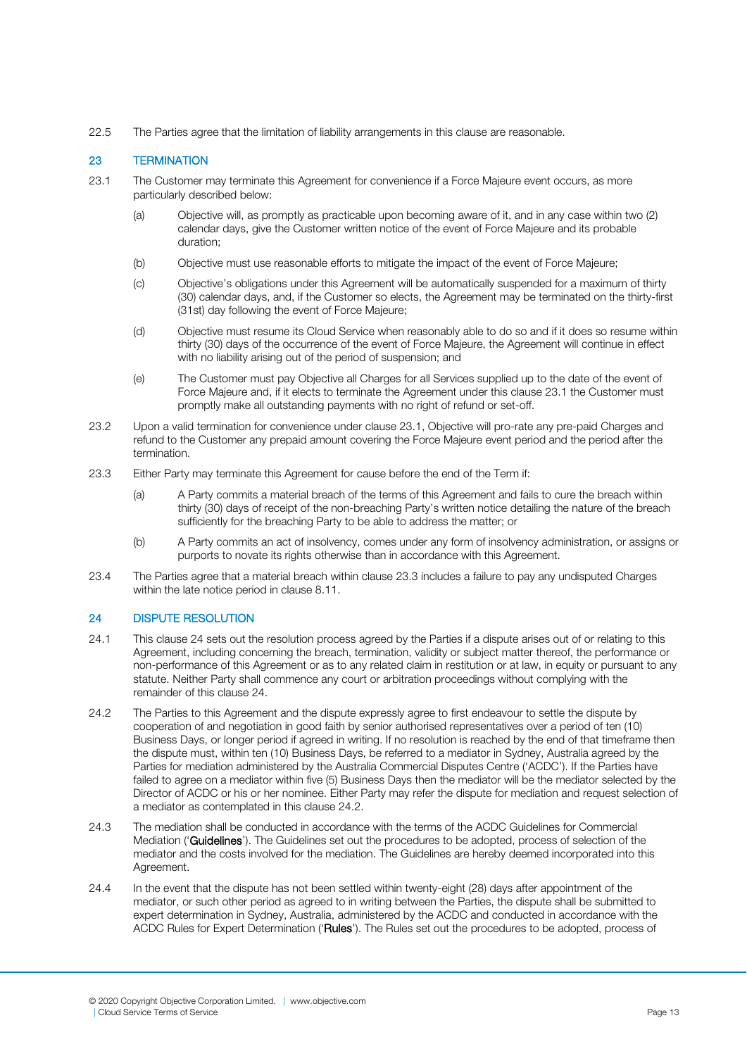22.5 The Parties agree that the limitation of liability arrangements in this clause are reasonable.

## 23 TERMINATION

23.1 The Customer may terminate this Agreement for convenience if a Force Majeure event occurs, as more particularly described below:

(a) Objective will, as promptly as practicable upon becoming aware of it, and in any case within two (2) calendar days, give the Customer written notice of the event of Force Majeure and its probable duration;

(b) Objective must use reasonable efforts to mitigate the impact of the event of Force Majeure;

(c) Objective's obligations under this Agreement will be automatically suspended for a maximum of thirty (30) calendar days, and, if the Customer so elects, the Agreement may be terminated on the thirty-first (31st) day following the event of Force Majeure;

(d) Objective must resume its Cloud Service when reasonably able to do so and if it does so resume within thirty (30) days of the occurrence of the event of Force Majeure, the Agreement will continue in effect with no liability arising out of the period of suspension; and

(e) The Customer must pay Objective all Charges for all Services supplied up to the date of the event of Force Majeure and, if it elects to terminate the Agreement under this clause 23.1 the Customer must promptly make all outstanding payments with no right of refund or set-off.

23.2 Upon a valid termination for convenience under clause 23.1, Objective will pro-rate any pre-paid Charges and refund to the Customer any prepaid amount covering the Force Majeure event period and the period after the termination.

23.3 Either Party may terminate this Agreement for cause before the end of the Term if:

(a) A Party commits a material breach of the terms of this Agreement and fails to cure the breach within thirty (30) days of receipt of the non-breaching Party's written notice detailing the nature of the breach sufficiently for the breaching Party to be able to address the matter; or

(b) A Party commits an act of insolvency, comes under any form of insolvency administration, or assigns or purports to novate its rights otherwise than in accordance with this Agreement.

23.4 The Parties agree that a material breach within clause 23.3 includes a failure to pay any undisputed Charges within the late notice period in clause 8.11.

## 24 DISPUTE RESOLUTION

24.1 This clause 24 sets out the resolution process agreed by the Parties if a dispute arises out of or relating to this Agreement, including concerning the breach, termination, validity or subject matter thereof, the performance or non-performance of this Agreement or as to any related claim in restitution or at law, in equity or pursuant to any statute. Neither Party shall commence any court or arbitration proceedings without complying with the remainder of this clause 24.

24.2 The Parties to this Agreement and the dispute expressly agree to first endeavour to settle the dispute by cooperation of and negotiation in good faith by senior authorised representatives over a period of ten (10) Business Days, or longer period if agreed in writing. If no resolution is reached by the end of that timeframe then the dispute must, within ten (10) Business Days, be referred to a mediator in Sydney, Australia agreed by the Parties for mediation administered by the Australia Commercial Disputes Centre ('ACDC'). If the Parties have failed to agree on a mediator within five (5) Business Days then the mediator will be the mediator selected by the Director of ACDC or his or her nominee. Either Party may refer the dispute for mediation and request selection of a mediator as contemplated in this clause 24.2.

24.3 The mediation shall be conducted in accordance with the terms of the ACDC Guidelines for Commercial Mediation ('**Guidelines**'). The Guidelines set out the procedures to be adopted, process of selection of the mediator and the costs involved for the mediation. The Guidelines are hereby deemed incorporated into this Agreement.

24.4 In the event that the dispute has not been settled within twenty-eight (28) days after appointment of the mediator, or such other period as agreed to in writing between the Parties, the dispute shall be submitted to expert determination in Sydney, Australia, administered by the ACDC and conducted in accordance with the ACDC Rules for Expert Determination ('**Rules**'). The Rules set out the procedures to be adopted, process of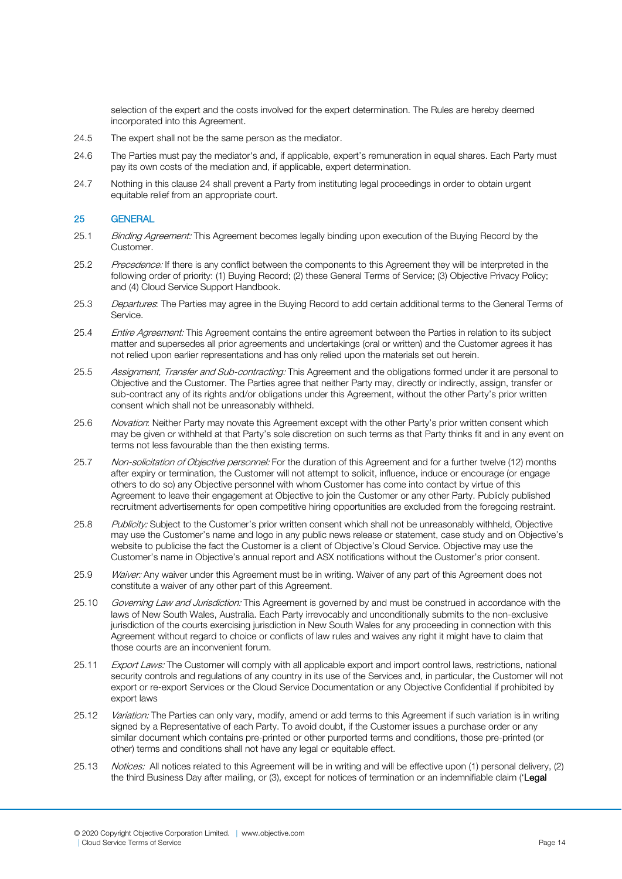selection of the expert and the costs involved for the expert determination. The Rules are hereby deemed incorporated into this Agreement.

24.5 The expert shall not be the same person as the mediator.

24.6 The Parties must pay the mediator's and, if applicable, expert's remuneration in equal shares. Each Party must pay its own costs of the mediation and, if applicable, expert determination.

24.7 Nothing in this clause 24 shall prevent a Party from instituting legal proceedings in order to obtain urgent equitable relief from an appropriate court.

## 25 GENERAL

25.1 *Binding Agreement:* This Agreement becomes legally binding upon execution of the Buying Record by the Customer.

25.2 *Precedence:* If there is any conflict between the components to this Agreement they will be interpreted in the following order of priority: (1) Buying Record; (2) these General Terms of Service; (3) Objective Privacy Policy; and (4) Cloud Service Support Handbook.

25.3 *Departures*: The Parties may agree in the Buying Record to add certain additional terms to the General Terms of Service.

25.4 *Entire Agreement:* This Agreement contains the entire agreement between the Parties in relation to its subject matter and supersedes all prior agreements and undertakings (oral or written) and the Customer agrees it has not relied upon earlier representations and has only relied upon the materials set out herein.

25.5 *Assignment, Transfer and Sub-contracting:* This Agreement and the obligations formed under it are personal to Objective and the Customer. The Parties agree that neither Party may, directly or indirectly, assign, transfer or sub-contract any of its rights and/or obligations under this Agreement, without the other Party's prior written consent which shall not be unreasonably withheld.

25.6 *Novation*: Neither Party may novate this Agreement except with the other Party's prior written consent which may be given or withheld at that Party's sole discretion on such terms as that Party thinks fit and in any event on terms not less favourable than the then existing terms.

25.7 *Non-solicitation of Objective personnel:* For the duration of this Agreement and for a further twelve (12) months after expiry or termination, the Customer will not attempt to solicit, influence, induce or encourage (or engage others to do so) any Objective personnel with whom Customer has come into contact by virtue of this Agreement to leave their engagement at Objective to join the Customer or any other Party. Publicly published recruitment advertisements for open competitive hiring opportunities are excluded from the foregoing restraint.

25.8 *Publicity:* Subject to the Customer's prior written consent which shall not be unreasonably withheld, Objective may use the Customer's name and logo in any public news release or statement, case study and on Objective's website to publicise the fact the Customer is a client of Objective's Cloud Service. Objective may use the Customer's name in Objective's annual report and ASX notifications without the Customer's prior consent.

25.9 *Waiver:* Any waiver under this Agreement must be in writing. Waiver of any part of this Agreement does not constitute a waiver of any other part of this Agreement.

25.10 *Governing Law and Jurisdiction:* This Agreement is governed by and must be construed in accordance with the laws of New South Wales, Australia. Each Party irrevocably and unconditionally submits to the non-exclusive jurisdiction of the courts exercising jurisdiction in New South Wales for any proceeding in connection with this Agreement without regard to choice or conflicts of law rules and waives any right it might have to claim that those courts are an inconvenient forum.

25.11 *Export Laws:* The Customer will comply with all applicable export and import control laws, restrictions, national security controls and regulations of any country in its use of the Services and, in particular, the Customer will not export or re-export Services or the Cloud Service Documentation or any Objective Confidential if prohibited by export laws

25.12 *Variation:* The Parties can only vary, modify, amend or add terms to this Agreement if such variation is in writing signed by a Representative of each Party. To avoid doubt, if the Customer issues a purchase order or any similar document which contains pre-printed or other purported terms and conditions, those pre-printed (or other) terms and conditions shall not have any legal or equitable effect.

25.13 *Notices:* All notices related to this Agreement will be in writing and will be effective upon (1) personal delivery, (2) the third Business Day after mailing, or (3), except for notices of termination or an indemnifiable claim ('**Legal**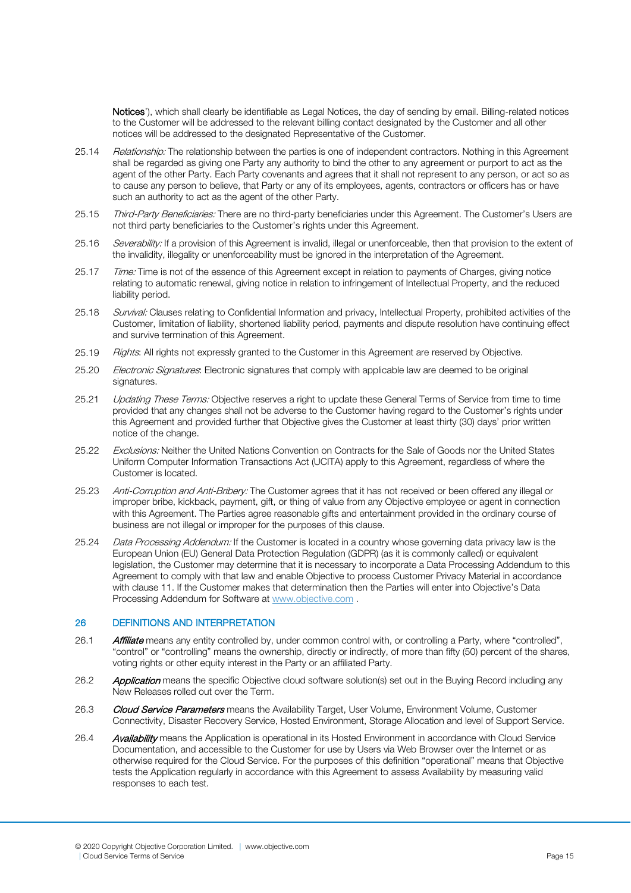**Notices**'), which shall clearly be identifiable as Legal Notices, the day of sending by email. Billing-related notices to the Customer will be addressed to the relevant billing contact designated by the Customer and all other notices will be addressed to the designated Representative of the Customer.

25.14 *Relationship:* The relationship between the parties is one of independent contractors. Nothing in this Agreement shall be regarded as giving one Party any authority to bind the other to any agreement or purport to act as the agent of the other Party. Each Party covenants and agrees that it shall not represent to any person, or act so as to cause any person to believe, that Party or any of its employees, agents, contractors or officers has or have such an authority to act as the agent of the other Party.

25.15 *Third-Party Beneficiaries:* There are no third-party beneficiaries under this Agreement. The Customer's Users are not third party beneficiaries to the Customer's rights under this Agreement.

25.16 *Severability:* If a provision of this Agreement is invalid, illegal or unenforceable, then that provision to the extent of the invalidity, illegality or unenforceability must be ignored in the interpretation of the Agreement.

25.17 *Time:* Time is not of the essence of this Agreement except in relation to payments of Charges, giving notice relating to automatic renewal, giving notice in relation to infringement of Intellectual Property, and the reduced liability period.

25.18 *Survival:* Clauses relating to Confidential Information and privacy, Intellectual Property, prohibited activities of the Customer, limitation of liability, shortened liability period, payments and dispute resolution have continuing effect and survive termination of this Agreement.

25.19 *Rights*: All rights not expressly granted to the Customer in this Agreement are reserved by Objective.

25.20 *Electronic Signatures*: Electronic signatures that comply with applicable law are deemed to be original signatures.

25.21 *Updating These Terms:* Objective reserves a right to update these General Terms of Service from time to time provided that any changes shall not be adverse to the Customer having regard to the Customer's rights under this Agreement and provided further that Objective gives the Customer at least thirty (30) days' prior written notice of the change.

25.22 *Exclusions:* Neither the United Nations Convention on Contracts for the Sale of Goods nor the United States Uniform Computer Information Transactions Act (UCITA) apply to this Agreement, regardless of where the Customer is located.

25.23 *Anti-Corruption and Anti-Bribery:* The Customer agrees that it has not received or been offered any illegal or improper bribe, kickback, payment, gift, or thing of value from any Objective employee or agent in connection with this Agreement. The Parties agree reasonable gifts and entertainment provided in the ordinary course of business are not illegal or improper for the purposes of this clause.

25.24 *Data Processing Addendum:* If the Customer is located in a country whose governing data privacy law is the European Union (EU) General Data Protection Regulation (GDPR) (as it is commonly called) or equivalent legislation, the Customer may determine that it is necessary to incorporate a Data Processing Addendum to this Agreement to comply with that law and enable Objective to process Customer Privacy Material in accordance with clause 11. If the Customer makes that determination then the Parties will enter into Objective's Data Processing Addendum for Software at www.objective.com .

## 26 DEFINITIONS AND INTERPRETATION

26.1 ***Affiliate*** means any entity controlled by, under common control with, or controlling a Party, where "controlled", "control" or "controlling" means the ownership, directly or indirectly, of more than fifty (50) percent of the shares, voting rights or other equity interest in the Party or an affiliated Party.

26.2 ***Application*** means the specific Objective cloud software solution(s) set out in the Buying Record including any New Releases rolled out over the Term.

26.3 ***Cloud Service Parameters*** means the Availability Target, User Volume, Environment Volume, Customer Connectivity, Disaster Recovery Service, Hosted Environment, Storage Allocation and level of Support Service.

26.4 ***Availability*** means the Application is operational in its Hosted Environment in accordance with Cloud Service Documentation, and accessible to the Customer for use by Users via Web Browser over the Internet or as otherwise required for the Cloud Service. For the purposes of this definition "operational" means that Objective tests the Application regularly in accordance with this Agreement to assess Availability by measuring valid responses to each test.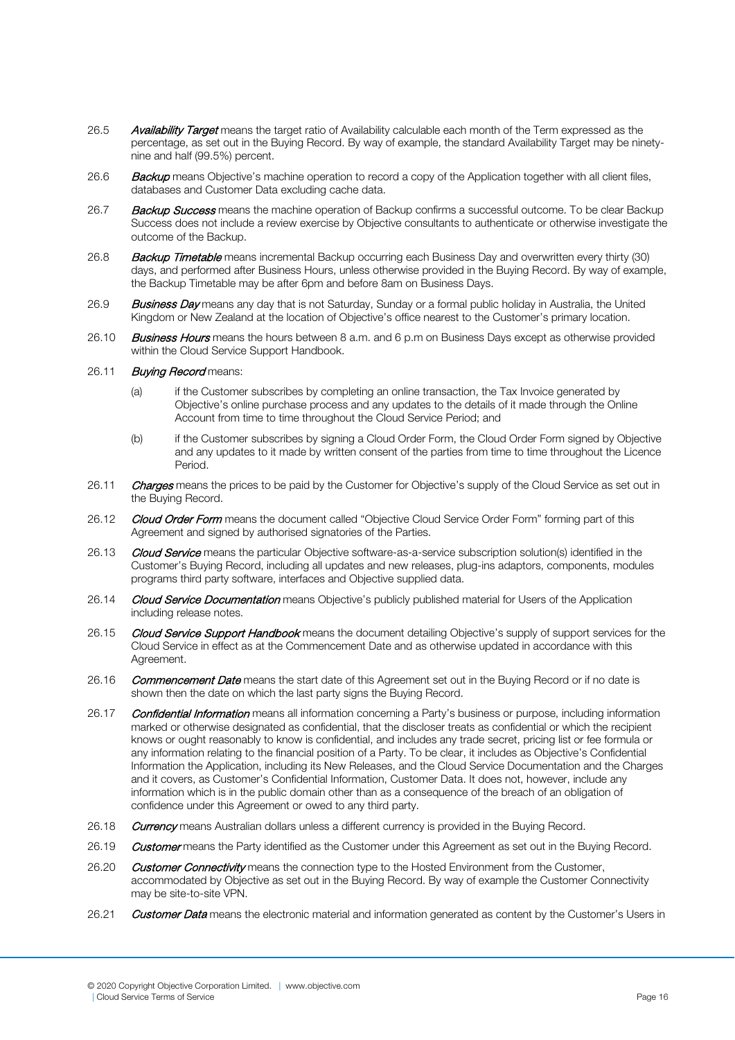26.5 *Availability Target* means the target ratio of Availability calculable each month of the Term expressed as the percentage, as set out in the Buying Record. By way of example, the standard Availability Target may be ninety-nine and half (99.5%) percent.

26.6 *Backup* means Objective's machine operation to record a copy of the Application together with all client files, databases and Customer Data excluding cache data.

26.7 *Backup Success* means the machine operation of Backup confirms a successful outcome. To be clear Backup Success does not include a review exercise by Objective consultants to authenticate or otherwise investigate the outcome of the Backup.

26.8 *Backup Timetable* means incremental Backup occurring each Business Day and overwritten every thirty (30) days, and performed after Business Hours, unless otherwise provided in the Buying Record. By way of example, the Backup Timetable may be after 6pm and before 8am on Business Days.

26.9 *Business Day* means any day that is not Saturday, Sunday or a formal public holiday in Australia, the United Kingdom or New Zealand at the location of Objective's office nearest to the Customer's primary location.

26.10 *Business Hours* means the hours between 8 a.m. and 6 p.m on Business Days except as otherwise provided within the Cloud Service Support Handbook.

26.11 *Buying Record* means:

(a) if the Customer subscribes by completing an online transaction, the Tax Invoice generated by Objective's online purchase process and any updates to the details of it made through the Online Account from time to time throughout the Cloud Service Period; and

(b) if the Customer subscribes by signing a Cloud Order Form, the Cloud Order Form signed by Objective and any updates to it made by written consent of the parties from time to time throughout the Licence Period.

26.11 *Charges* means the prices to be paid by the Customer for Objective's supply of the Cloud Service as set out in the Buying Record.

26.12 *Cloud Order Form* means the document called "Objective Cloud Service Order Form" forming part of this Agreement and signed by authorised signatories of the Parties.

26.13 *Cloud Service* means the particular Objective software-as-a-service subscription solution(s) identified in the Customer's Buying Record, including all updates and new releases, plug-ins adaptors, components, modules programs third party software, interfaces and Objective supplied data.

26.14 *Cloud Service Documentation* means Objective's publicly published material for Users of the Application including release notes.

26.15 *Cloud Service Support Handbook* means the document detailing Objective's supply of support services for the Cloud Service in effect as at the Commencement Date and as otherwise updated in accordance with this Agreement.

26.16 *Commencement Date* means the start date of this Agreement set out in the Buying Record or if no date is shown then the date on which the last party signs the Buying Record.

26.17 *Confidential Information* means all information concerning a Party's business or purpose, including information marked or otherwise designated as confidential, that the discloser treats as confidential or which the recipient knows or ought reasonably to know is confidential, and includes any trade secret, pricing list or fee formula or any information relating to the financial position of a Party. To be clear, it includes as Objective's Confidential Information the Application, including its New Releases, and the Cloud Service Documentation and the Charges and it covers, as Customer's Confidential Information, Customer Data. It does not, however, include any information which is in the public domain other than as a consequence of the breach of an obligation of confidence under this Agreement or owed to any third party.

26.18 *Currency* means Australian dollars unless a different currency is provided in the Buying Record.

26.19 *Customer* means the Party identified as the Customer under this Agreement as set out in the Buying Record.

26.20 *Customer Connectivity* means the connection type to the Hosted Environment from the Customer, accommodated by Objective as set out in the Buying Record. By way of example the Customer Connectivity may be site-to-site VPN.

26.21 *Customer Data* means the electronic material and information generated as content by the Customer's Users in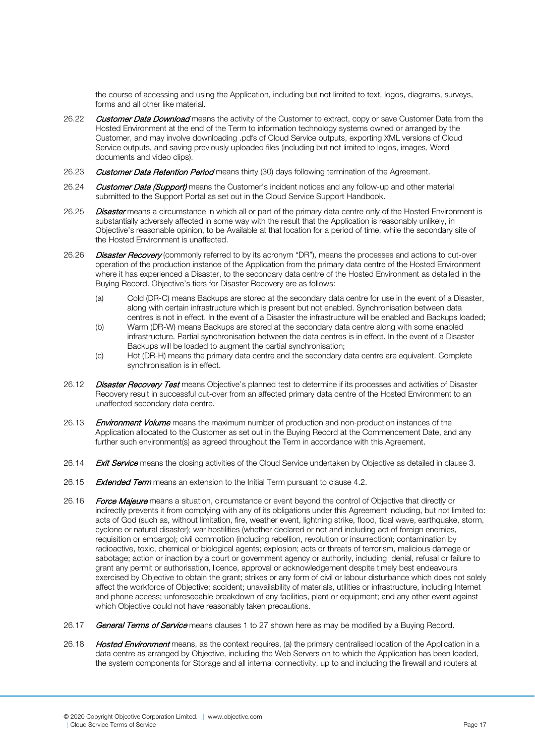the course of accessing and using the Application, including but not limited to text, logos, diagrams, surveys, forms and all other like material.

26.22 ***Customer Data Download*** means the activity of the Customer to extract, copy or save Customer Data from the Hosted Environment at the end of the Term to information technology systems owned or arranged by the Customer, and may involve downloading .pdfs of Cloud Service outputs, exporting XML versions of Cloud Service outputs, and saving previously uploaded files (including but not limited to logos, images, Word documents and video clips).

26.23 ***Customer Data Retention Period*** means thirty (30) days following termination of the Agreement.

26.24 ***Customer Data (Support)*** means the Customer's incident notices and any follow-up and other material submitted to the Support Portal as set out in the Cloud Service Support Handbook.

26.25 ***Disaster*** means a circumstance in which all or part of the primary data centre only of the Hosted Environment is substantially adversely affected in some way with the result that the Application is reasonably unlikely, in Objective's reasonable opinion, to be Available at that location for a period of time, while the secondary site of the Hosted Environment is unaffected.

26.26 ***Disaster Recovery*** (commonly referred to by its acronym "DR"), means the processes and actions to cut-over operation of the production instance of the Application from the primary data centre of the Hosted Environment where it has experienced a Disaster, to the secondary data centre of the Hosted Environment as detailed in the Buying Record. Objective's tiers for Disaster Recovery are as follows:

(a) Cold (DR-C) means Backups are stored at the secondary data centre for use in the event of a Disaster, along with certain infrastructure which is present but not enabled. Synchronisation between data centres is not in effect. In the event of a Disaster the infrastructure will be enabled and Backups loaded;

(b) Warm (DR-W) means Backups are stored at the secondary data centre along with some enabled infrastructure. Partial synchronisation between the data centres is in effect. In the event of a Disaster Backups will be loaded to augment the partial synchronisation;

(c) Hot (DR-H) means the primary data centre and the secondary data centre are equivalent. Complete synchronisation is in effect.

26.12 ***Disaster Recovery Test*** means Objective's planned test to determine if its processes and activities of Disaster Recovery result in successful cut-over from an affected primary data centre of the Hosted Environment to an unaffected secondary data centre.

26.13 ***Environment Volume*** means the maximum number of production and non-production instances of the Application allocated to the Customer as set out in the Buying Record at the Commencement Date, and any further such environment(s) as agreed throughout the Term in accordance with this Agreement.

26.14 ***Exit Service*** means the closing activities of the Cloud Service undertaken by Objective as detailed in clause 3.

26.15 ***Extended Term*** means an extension to the Initial Term pursuant to clause 4.2.

26.16 ***Force Majeure*** means a situation, circumstance or event beyond the control of Objective that directly or indirectly prevents it from complying with any of its obligations under this Agreement including, but not limited to: acts of God (such as, without limitation, fire, weather event, lightning strike, flood, tidal wave, earthquake, storm, cyclone or natural disaster); war hostilities (whether declared or not and including act of foreign enemies, requisition or embargo); civil commotion (including rebellion, revolution or insurrection); contamination by radioactive, toxic, chemical or biological agents; explosion; acts or threats of terrorism, malicious damage or sabotage; action or inaction by a court or government agency or authority, including denial, refusal or failure to grant any permit or authorisation, licence, approval or acknowledgement despite timely best endeavours exercised by Objective to obtain the grant; strikes or any form of civil or labour disturbance which does not solely affect the workforce of Objective; accident; unavailability of materials, utilities or infrastructure, including Internet and phone access; unforeseeable breakdown of any facilities, plant or equipment; and any other event against which Objective could not have reasonably taken precautions.

26.17 ***General Terms of Service*** means clauses 1 to 27 shown here as may be modified by a Buying Record.

26.18 ***Hosted Environment*** means, as the context requires, (a) the primary centralised location of the Application in a data centre as arranged by Objective, including the Web Servers on to which the Application has been loaded, the system components for Storage and all internal connectivity, up to and including the firewall and routers at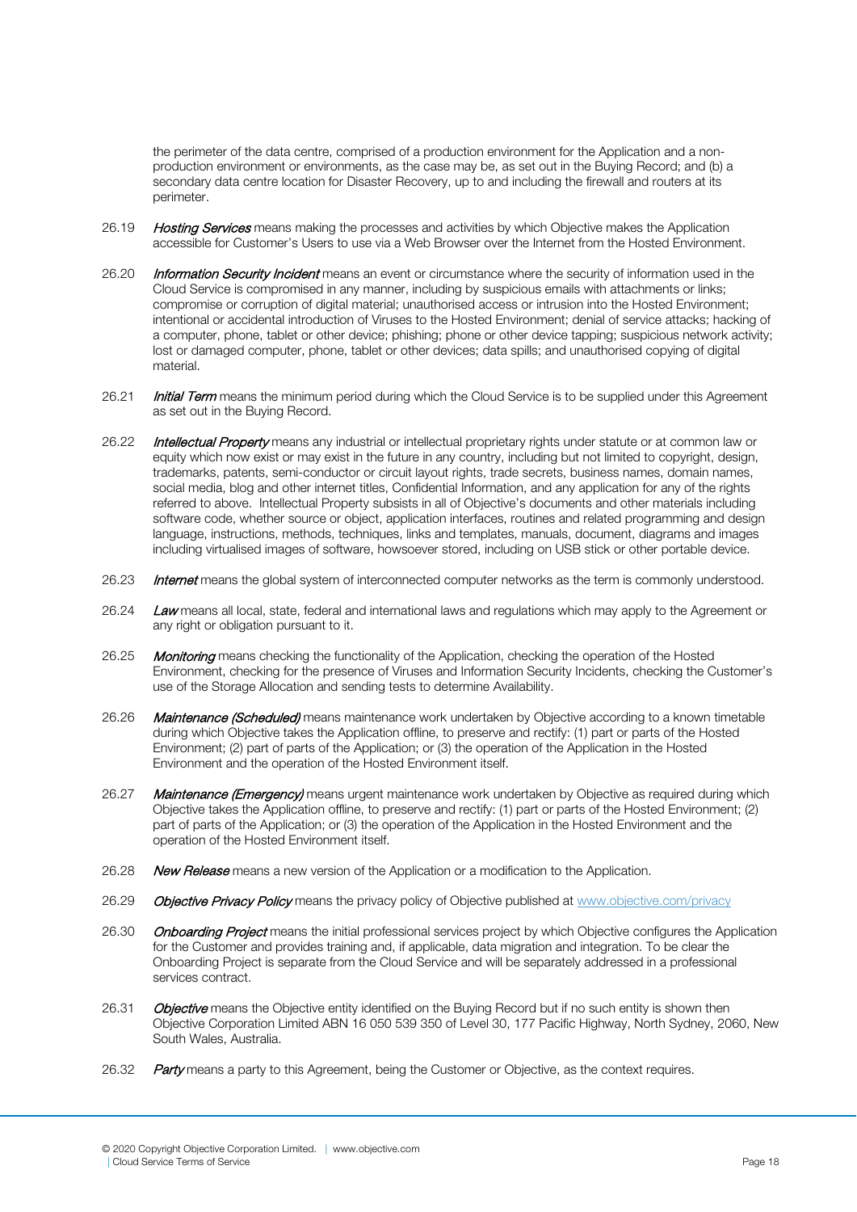the perimeter of the data centre, comprised of a production environment for the Application and a non-production environment or environments, as the case may be, as set out in the Buying Record; and (b) a secondary data centre location for Disaster Recovery, up to and including the firewall and routers at its perimeter.

26.19 ***Hosting Services*** means making the processes and activities by which Objective makes the Application accessible for Customer's Users to use via a Web Browser over the Internet from the Hosted Environment.

26.20 ***Information Security Incident*** means an event or circumstance where the security of information used in the Cloud Service is compromised in any manner, including by suspicious emails with attachments or links; compromise or corruption of digital material; unauthorised access or intrusion into the Hosted Environment; intentional or accidental introduction of Viruses to the Hosted Environment; denial of service attacks; hacking of a computer, phone, tablet or other device; phishing; phone or other device tapping; suspicious network activity; lost or damaged computer, phone, tablet or other devices; data spills; and unauthorised copying of digital material.

26.21 ***Initial Term*** means the minimum period during which the Cloud Service is to be supplied under this Agreement as set out in the Buying Record.

26.22 ***Intellectual Property*** means any industrial or intellectual proprietary rights under statute or at common law or equity which now exist or may exist in the future in any country, including but not limited to copyright, design, trademarks, patents, semi-conductor or circuit layout rights, trade secrets, business names, domain names, social media, blog and other internet titles, Confidential Information, and any application for any of the rights referred to above. Intellectual Property subsists in all of Objective's documents and other materials including software code, whether source or object, application interfaces, routines and related programming and design language, instructions, methods, techniques, links and templates, manuals, document, diagrams and images including virtualised images of software, howsoever stored, including on USB stick or other portable device.

26.23 ***Internet*** means the global system of interconnected computer networks as the term is commonly understood.

26.24 ***Law*** means all local, state, federal and international laws and regulations which may apply to the Agreement or any right or obligation pursuant to it.

26.25 ***Monitoring*** means checking the functionality of the Application, checking the operation of the Hosted Environment, checking for the presence of Viruses and Information Security Incidents, checking the Customer's use of the Storage Allocation and sending tests to determine Availability.

26.26 ***Maintenance (Scheduled)*** means maintenance work undertaken by Objective according to a known timetable during which Objective takes the Application offline, to preserve and rectify: (1) part or parts of the Hosted Environment; (2) part of parts of the Application; or (3) the operation of the Application in the Hosted Environment and the operation of the Hosted Environment itself.

26.27 ***Maintenance (Emergency)*** means urgent maintenance work undertaken by Objective as required during which Objective takes the Application offline, to preserve and rectify: (1) part or parts of the Hosted Environment; (2) part of parts of the Application; or (3) the operation of the Application in the Hosted Environment and the operation of the Hosted Environment itself.

26.28 ***New Release*** means a new version of the Application or a modification to the Application.

26.29 ***Objective Privacy Policy*** means the privacy policy of Objective published at [www.objective.com/privacy](http://www.objective.com/privacy)

26.30 ***Onboarding Project*** means the initial professional services project by which Objective configures the Application for the Customer and provides training and, if applicable, data migration and integration. To be clear the Onboarding Project is separate from the Cloud Service and will be separately addressed in a professional services contract.

26.31 ***Objective*** means the Objective entity identified on the Buying Record but if no such entity is shown then Objective Corporation Limited ABN 16 050 539 350 of Level 30, 177 Pacific Highway, North Sydney, 2060, New South Wales, Australia.

26.32 ***Party*** means a party to this Agreement, being the Customer or Objective, as the context requires.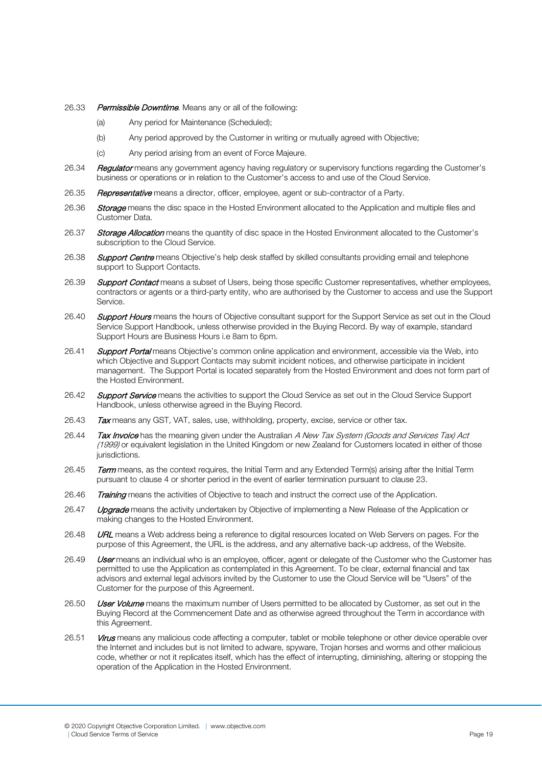26.33 ***Permissible Downtime***. Means any or all of the following:

(a) Any period for Maintenance (Scheduled);

(b) Any period approved by the Customer in writing or mutually agreed with Objective;

(c) Any period arising from an event of Force Majeure.

26.34 ***Regulator*** means any government agency having regulatory or supervisory functions regarding the Customer's business or operations or in relation to the Customer's access to and use of the Cloud Service.

26.35 ***Representative*** means a director, officer, employee, agent or sub-contractor of a Party.

26.36 ***Storage*** means the disc space in the Hosted Environment allocated to the Application and multiple files and Customer Data.

26.37 ***Storage Allocation*** means the quantity of disc space in the Hosted Environment allocated to the Customer's subscription to the Cloud Service.

26.38 ***Support Centre*** means Objective's help desk staffed by skilled consultants providing email and telephone support to Support Contacts.

26.39 ***Support Contact*** means a subset of Users, being those specific Customer representatives, whether employees, contractors or agents or a third-party entity, who are authorised by the Customer to access and use the Support Service.

26.40 ***Support Hours*** means the hours of Objective consultant support for the Support Service as set out in the Cloud Service Support Handbook, unless otherwise provided in the Buying Record. By way of example, standard Support Hours are Business Hours i.e 8am to 6pm.

26.41 ***Support Portal*** means Objective's common online application and environment, accessible via the Web, into which Objective and Support Contacts may submit incident notices, and otherwise participate in incident management. The Support Portal is located separately from the Hosted Environment and does not form part of the Hosted Environment.

26.42 ***Support Service*** means the activities to support the Cloud Service as set out in the Cloud Service Support Handbook, unless otherwise agreed in the Buying Record.

26.43 ***Tax*** means any GST, VAT, sales, use, withholding, property, excise, service or other tax.

26.44 ***Tax Invoice*** has the meaning given under the Australian *A New Tax System (Goods and Services Tax) Act (1999)* or equivalent legislation in the United Kingdom or new Zealand for Customers located in either of those jurisdictions.

26.45 ***Term*** means, as the context requires, the Initial Term and any Extended Term(s) arising after the Initial Term pursuant to clause 4 or shorter period in the event of earlier termination pursuant to clause 23.

26.46 ***Training*** means the activities of Objective to teach and instruct the correct use of the Application.

26.47 ***Upgrade*** means the activity undertaken by Objective of implementing a New Release of the Application or making changes to the Hosted Environment.

26.48 ***URL*** means a Web address being a reference to digital resources located on Web Servers on pages. For the purpose of this Agreement, the URL is the address, and any alternative back-up address, of the Website.

26.49 ***User*** means an individual who is an employee, officer, agent or delegate of the Customer who the Customer has permitted to use the Application as contemplated in this Agreement. To be clear, external financial and tax advisors and external legal advisors invited by the Customer to use the Cloud Service will be "Users" of the Customer for the purpose of this Agreement.

26.50 ***User Volume*** means the maximum number of Users permitted to be allocated by Customer, as set out in the Buying Record at the Commencement Date and as otherwise agreed throughout the Term in accordance with this Agreement.

26.51 ***Virus*** means any malicious code affecting a computer, tablet or mobile telephone or other device operable over the Internet and includes but is not limited to adware, spyware, Trojan horses and worms and other malicious code, whether or not it replicates itself, which has the effect of interrupting, diminishing, altering or stopping the operation of the Application in the Hosted Environment.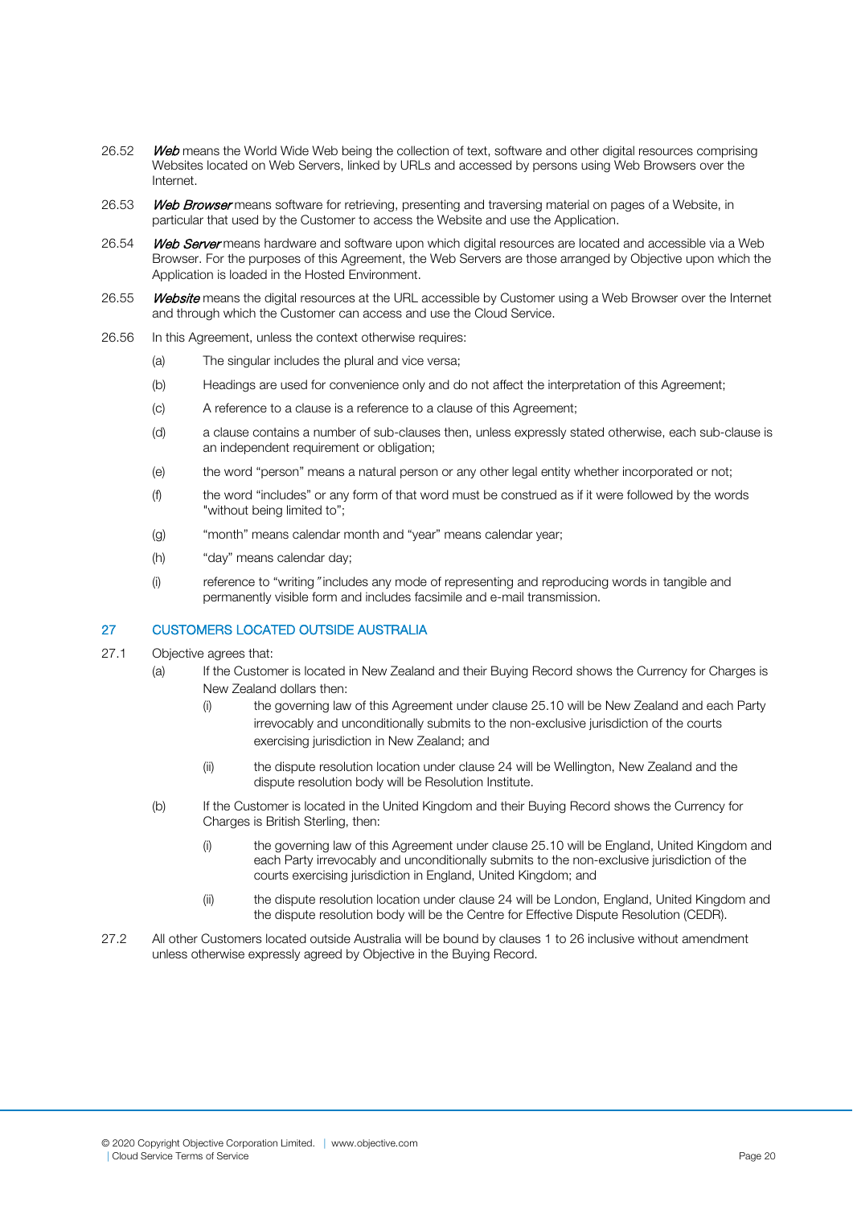26.52 ***Web*** means the World Wide Web being the collection of text, software and other digital resources comprising Websites located on Web Servers, linked by URLs and accessed by persons using Web Browsers over the Internet.

26.53 ***Web Browser*** means software for retrieving, presenting and traversing material on pages of a Website, in particular that used by the Customer to access the Website and use the Application.

26.54 ***Web Server*** means hardware and software upon which digital resources are located and accessible via a Web Browser. For the purposes of this Agreement, the Web Servers are those arranged by Objective upon which the Application is loaded in the Hosted Environment.

26.55 ***Website*** means the digital resources at the URL accessible by Customer using a Web Browser over the Internet and through which the Customer can access and use the Cloud Service.

26.56 In this Agreement, unless the context otherwise requires:

(a) The singular includes the plural and vice versa;

(b) Headings are used for convenience only and do not affect the interpretation of this Agreement;

(c) A reference to a clause is a reference to a clause of this Agreement;

(d) a clause contains a number of sub-clauses then, unless expressly stated otherwise, each sub-clause is an independent requirement or obligation;

(e) the word “person” means a natural person or any other legal entity whether incorporated or not;

(f) the word “includes” or any form of that word must be construed as if it were followed by the words "without being limited to";

(g) “month” means calendar month and “year” means calendar year;

(h) “day” means calendar day;

(i) reference to “writing*”* includes any mode of representing and reproducing words in tangible and permanently visible form and includes facsimile and e-mail transmission.

## 27 CUSTOMERS LOCATED OUTSIDE AUSTRALIA

27.1 Objective agrees that:

(a) If the Customer is located in New Zealand and their Buying Record shows the Currency for Charges is New Zealand dollars then:

(i) the governing law of this Agreement under clause 25.10 will be New Zealand and each Party irrevocably and unconditionally submits to the non-exclusive jurisdiction of the courts exercising jurisdiction in New Zealand; and

(ii) the dispute resolution location under clause 24 will be Wellington, New Zealand and the dispute resolution body will be Resolution Institute.

(b) If the Customer is located in the United Kingdom and their Buying Record shows the Currency for Charges is British Sterling, then:

(i) the governing law of this Agreement under clause 25.10 will be England, United Kingdom and each Party irrevocably and unconditionally submits to the non-exclusive jurisdiction of the courts exercising jurisdiction in England, United Kingdom; and

(ii) the dispute resolution location under clause 24 will be London, England, United Kingdom and the dispute resolution body will be the Centre for Effective Dispute Resolution (CEDR).

27.2 All other Customers located outside Australia will be bound by clauses 1 to 26 inclusive without amendment unless otherwise expressly agreed by Objective in the Buying Record.